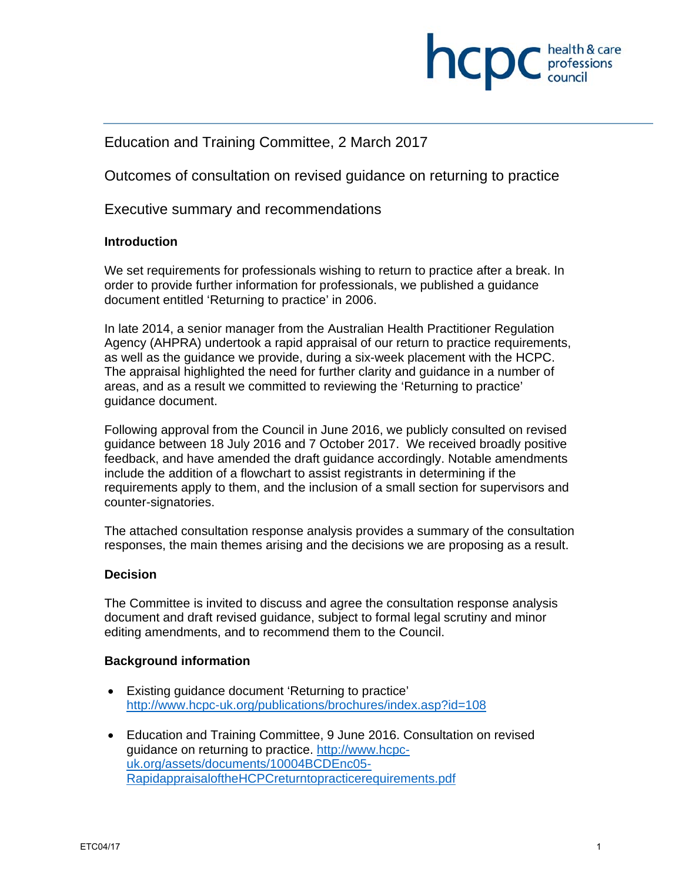# Education and Training Committee, 2 March 2017

## Outcomes of consultation on revised guidance on returning to practice

## Executive summary and recommendations

### Introduction

We set requirements for professionals wishing to return to practice after a break. In order to provide further information for professionals, we published a guidance document entitled 'Returning to practice' in 2006.

In late 2014, a senior manager from the Australian Health Practitioner Regulation Agency (AHPRA) undertook a rapid appraisal of our return to practice requirements, as well as the guidance we provide, during a six-week placement with the HCPC. The appraisal highlighted the need for further clarity and guidance in a number of areas, and as a result we committed to reviewing the 'Returning to practice' guidance document.

Following approval from the Council in June 2016, we publicly consulted on revised guidance between 18 July 2016 and 7 October 2017. We received broadly positive feedback, and have amended the draft guidance accordingly. Notable amendments include the addition of a flowchart to assist registrants in determining if the requirements apply to them, and the inclusion of a small section for supervisors and counter-signatories.

The attached consultation response analysis provides a summary of the consultation responses, the main themes arising and the decisions we are proposing as a result.

### Decision

The Committee is invited to discuss and agree the consultation response analysis document and draft revised guidance, subject to formal legal scrutiny and minor editing amendments, and to recommend them to the Council.

### Background information

- Existing guidance document 'Returning to practice' http://www.hcpc-uk.org/publications/brochures/index.asp?id=108
- Education and Training Committee, 9 June 2016. Consultation on revised guidance on returning to practice. http://www.hcpc-uk.org/assets/documents/10004BCDEnc05-RapidappraisaloftheHCPCreturntopracticerequirements.pdf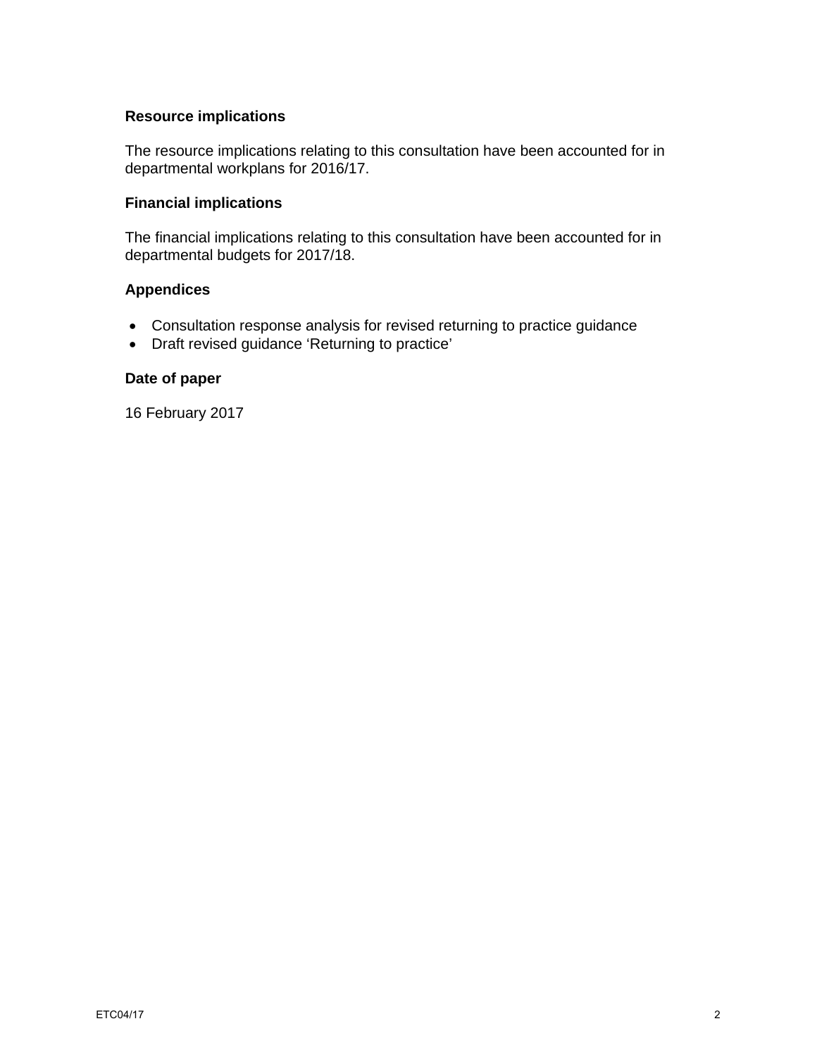**Resource implications**

The resource implications relating to this consultation have been accounted for in departmental workplans for 2016/17.

**Financial implications**

The financial implications relating to this consultation have been accounted for in departmental budgets for 2017/18.

**Appendices**

- Consultation response analysis for revised returning to practice guidance
- Draft revised guidance 'Returning to practice'

**Date of paper**

16 February 2017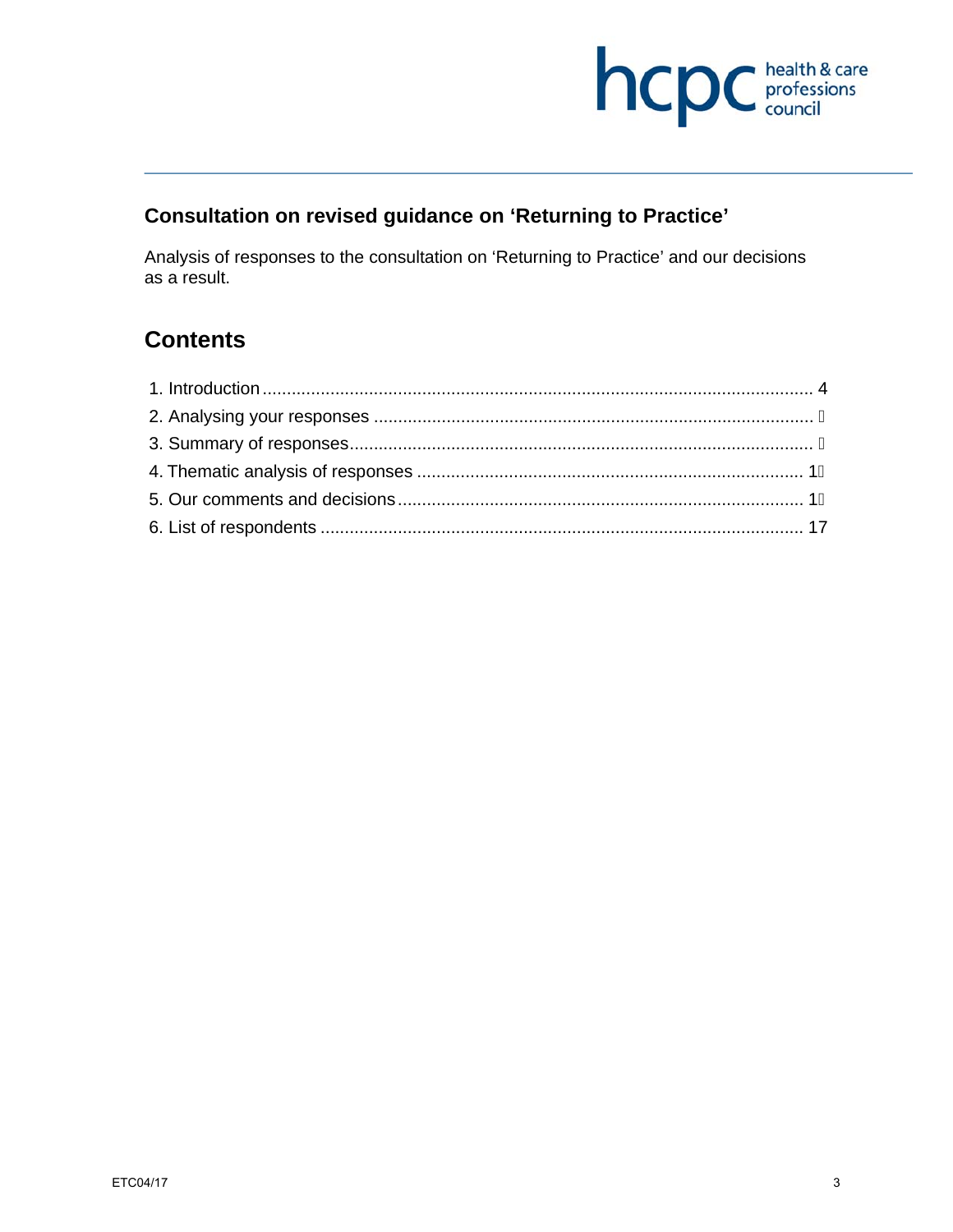## Consultation on revised guidance on 'Returning to Practice'

Analysis of responses to the consultation on 'Returning to Practice' and our decisions as a result.

# Contents

1. Introduction ........................................................................................................ 4
2. Analysing your responses ................................................................................ 
3. Summary of responses...................................................................................... 
4. Thematic analysis of responses ..................................................................... 1
5. Our comments and decisions ......................................................................... 1
6. List of respondents ......................................................................................... 17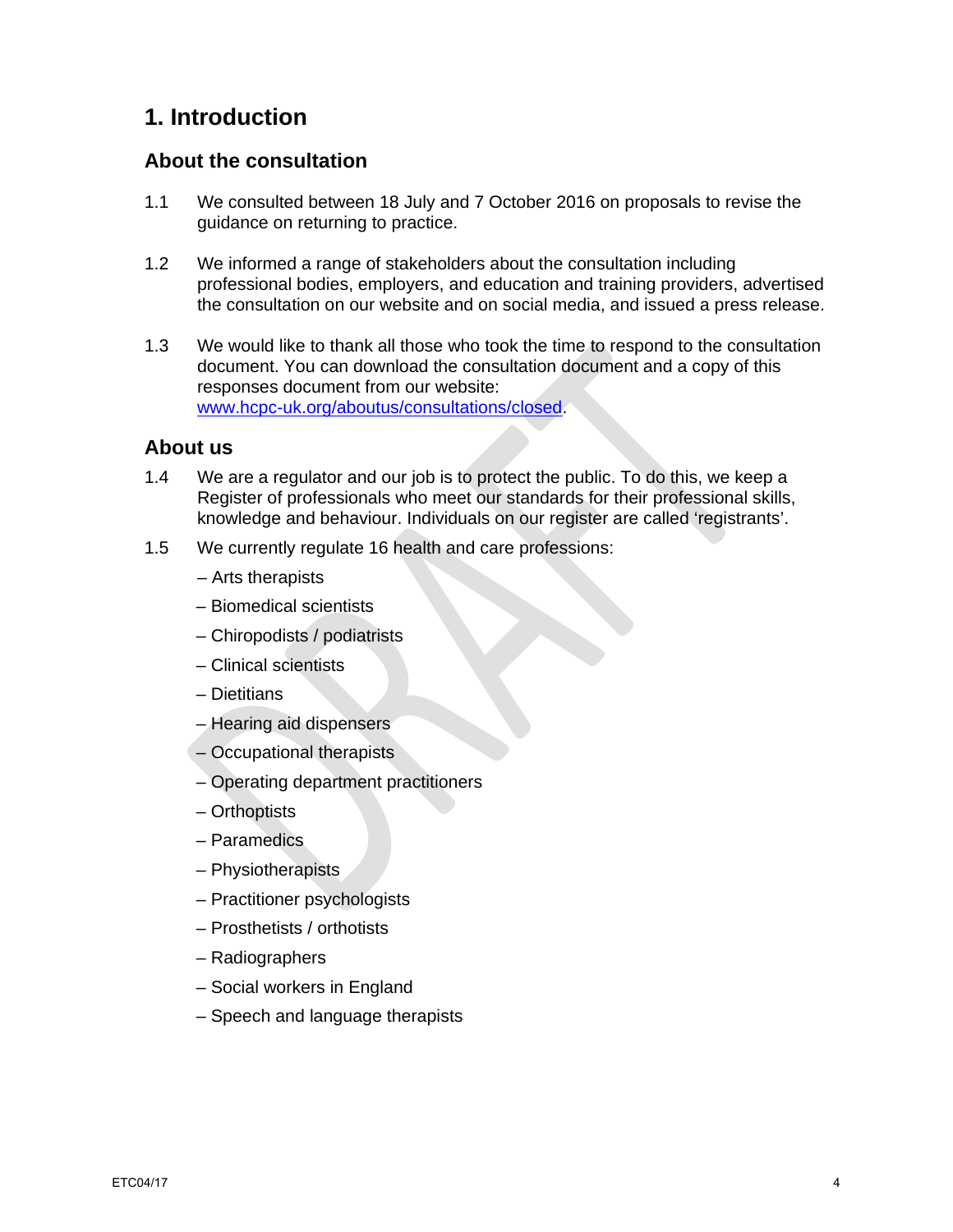# 1. Introduction

## About the consultation

1.1 We consulted between 18 July and 7 October 2016 on proposals to revise the guidance on returning to practice.

1.2 We informed a range of stakeholders about the consultation including professional bodies, employers, and education and training providers, advertised the consultation on our website and on social media, and issued a press release.

1.3 We would like to thank all those who took the time to respond to the consultation document. You can download the consultation document and a copy of this responses document from our website: www.hcpc-uk.org/aboutus/consultations/closed.

## About us

1.4 We are a regulator and our job is to protect the public. To do this, we keep a Register of professionals who meet our standards for their professional skills, knowledge and behaviour. Individuals on our register are called 'registrants'.

1.5 We currently regulate 16 health and care professions:

- Arts therapists
- Biomedical scientists
- Chiropodists / podiatrists
- Clinical scientists
- Dietitians
- Hearing aid dispensers
- Occupational therapists
- Operating department practitioners
- Orthoptists
- Paramedics
- Physiotherapists
- Practitioner psychologists
- Prosthetists / orthotists
- Radiographers
- Social workers in England
- Speech and language therapists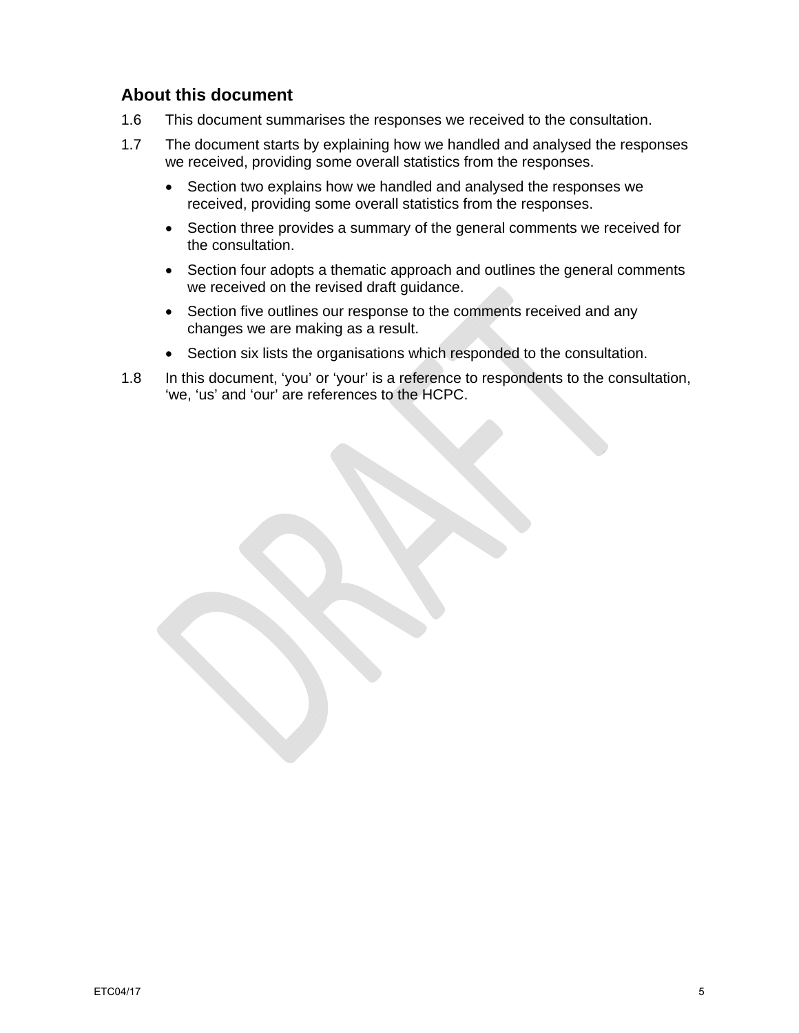## About this document

1.6 This document summarises the responses we received to the consultation.

1.7 The document starts by explaining how we handled and analysed the responses we received, providing some overall statistics from the responses.

- Section two explains how we handled and analysed the responses we received, providing some overall statistics from the responses.
- Section three provides a summary of the general comments we received for the consultation.
- Section four adopts a thematic approach and outlines the general comments we received on the revised draft guidance.
- Section five outlines our response to the comments received and any changes we are making as a result.
- Section six lists the organisations which responded to the consultation.

1.8 In this document, 'you' or 'your' is a reference to respondents to the consultation, 'we, 'us' and 'our' are references to the HCPC.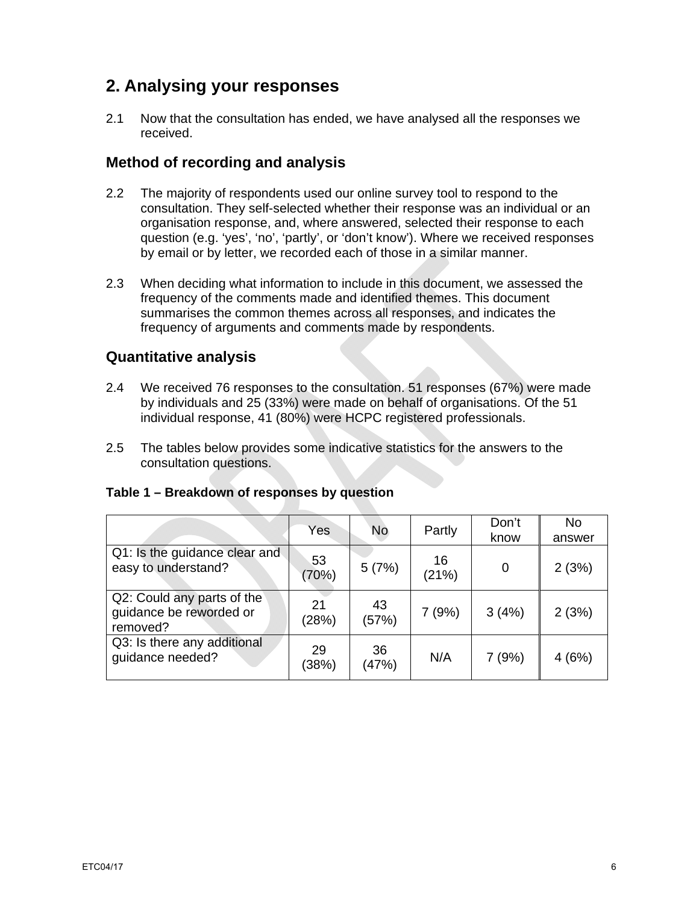## 2. Analysing your responses

2.1 Now that the consultation has ended, we have analysed all the responses we received.

### Method of recording and analysis

2.2 The majority of respondents used our online survey tool to respond to the consultation. They self-selected whether their response was an individual or an organisation response, and, where answered, selected their response to each question (e.g. ‘yes’, ‘no’, ‘partly’, or ‘don’t know’). Where we received responses by email or by letter, we recorded each of those in a similar manner.

2.3 When deciding what information to include in this document, we assessed the frequency of the comments made and identified themes. This document summarises the common themes across all responses, and indicates the frequency of arguments and comments made by respondents.

### Quantitative analysis

2.4 We received 76 responses to the consultation. 51 responses (67%) were made by individuals and 25 (33%) were made on behalf of organisations. Of the 51 individual response, 41 (80%) were HCPC registered professionals.

2.5 The tables below provides some indicative statistics for the answers to the consultation questions.

**Table 1 – Breakdown of responses by question**

| | Yes | No | Partly | Don’t know | No answer |
|---|---|---|---|---|---|
| Q1: Is the guidance clear and easy to understand? | 53 (70%) | 5 (7%) | 16 (21%) | 0 | 2 (3%) |
| Q2: Could any parts of the guidance be reworded or removed? | 21 (28%) | 43 (57%) | 7 (9%) | 3 (4%) | 2 (3%) |
| Q3: Is there any additional guidance needed? | 29 (38%) | 36 (47%) | N/A | 7 (9%) | 4 (6%) |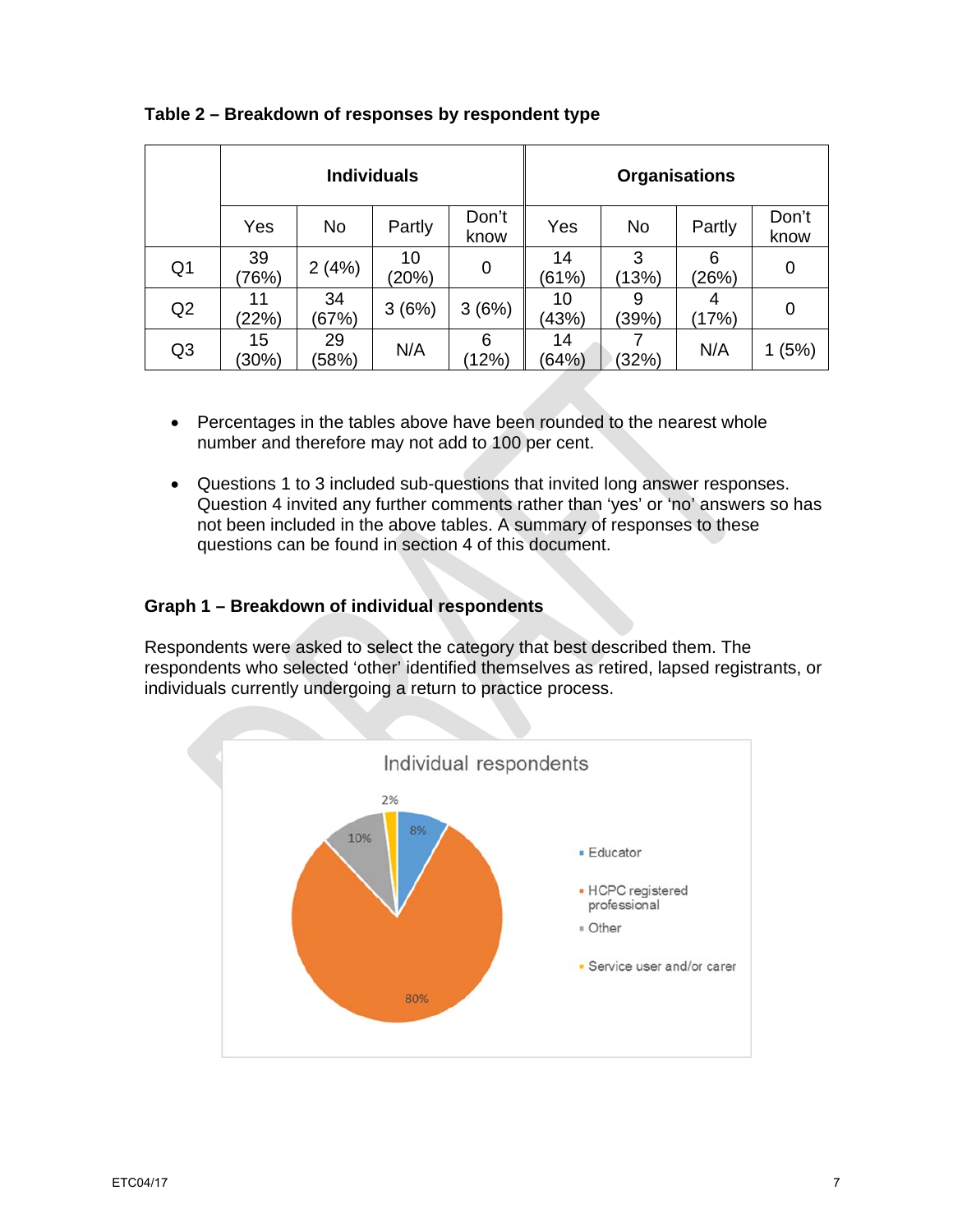**Table 2 – Breakdown of responses by respondent type**

| | Individuals | | | | Organisations | | | |
|---|---|---|---|---|---|---|---|---|
| | Yes | No | Partly | Don't know | Yes | No | Partly | Don't know |
| Q1 | 39 (76%) | 2 (4%) | 10 (20%) | 0 | 14 (61%) | 3 (13%) | 6 (26%) | 0 |
| Q2 | 11 (22%) | 34 (67%) | 3 (6%) | 3 (6%) | 10 (43%) | 9 (39%) | 4 (17%) | 0 |
| Q3 | 15 (30%) | 29 (58%) | N/A | 6 (12%) | 14 (64%) | 7 (32%) | N/A | 1 (5%) |

- Percentages in the tables above have been rounded to the nearest whole number and therefore may not add to 100 per cent.
- Questions 1 to 3 included sub-questions that invited long answer responses. Question 4 invited any further comments rather than 'yes' or 'no' answers so has not been included in the above tables. A summary of responses to these questions can be found in section 4 of this document.

**Graph 1 – Breakdown of individual respondents**

Respondents were asked to select the category that best described them. The respondents who selected 'other' identified themselves as retired, lapsed registrants, or individuals currently undergoing a return to practice process.

Individual respondents

- Educator: 8%
- HCPC registered professional: 80%
- Other: 10%
- Service user and/or carer: 2%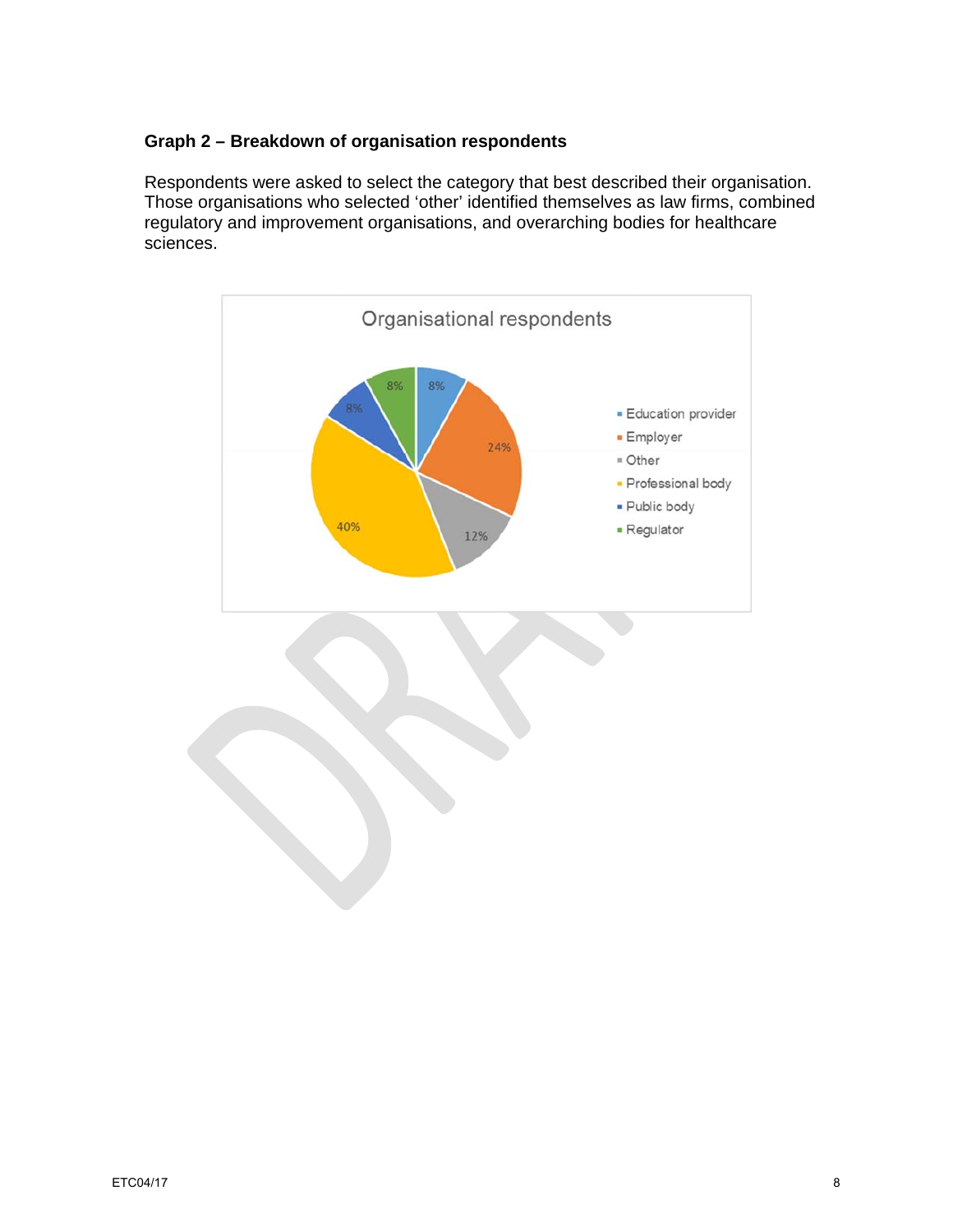**Graph 2 – Breakdown of organisation respondents**

Respondents were asked to select the category that best described their organisation. Those organisations who selected 'other' identified themselves as law firms, combined regulatory and improvement organisations, and overarching bodies for healthcare sciences.

Organisational respondents

8%
24%
12%
40%
8%
8%

Education provider
Employer
Other
Professional body
Public body
Regulator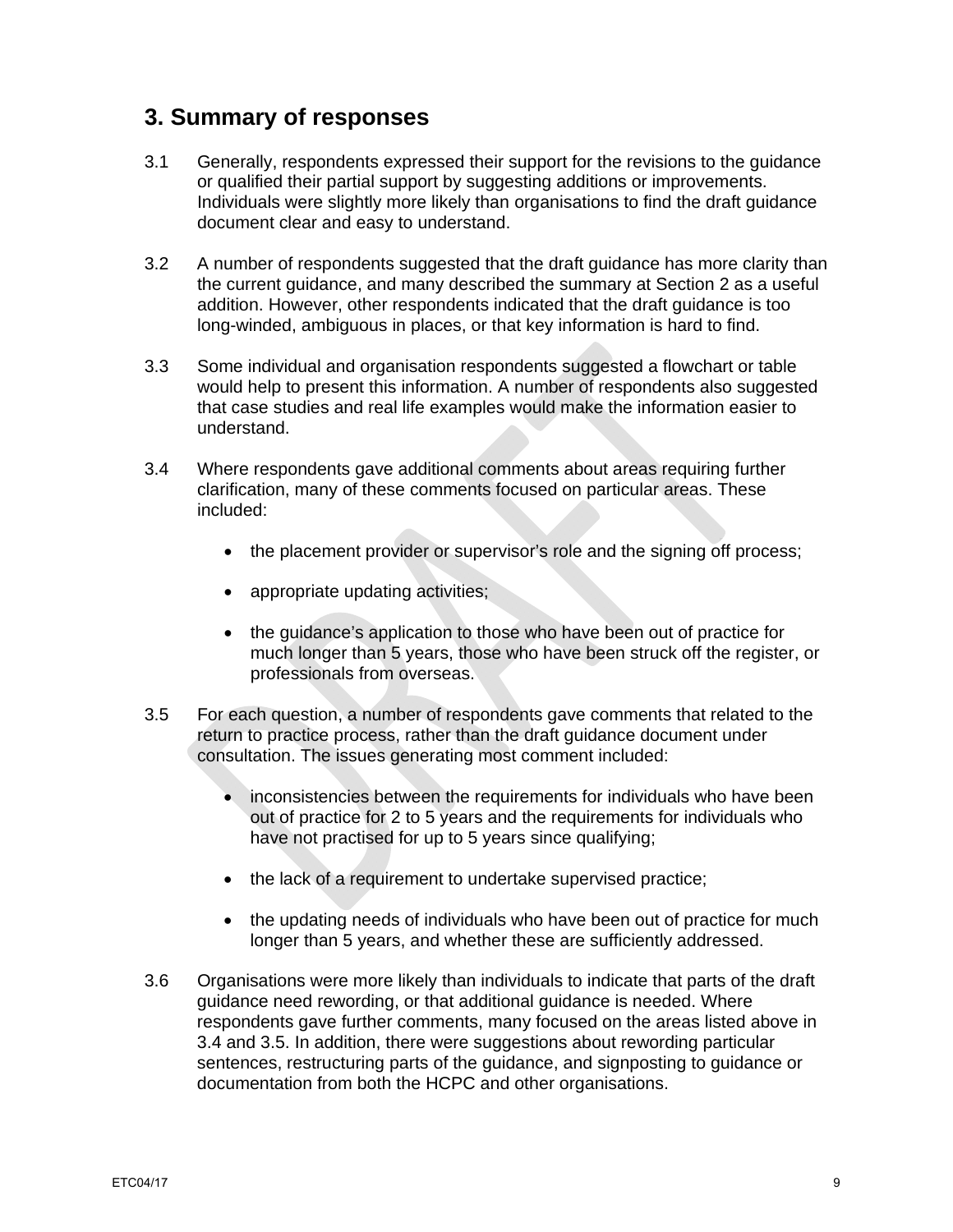## 3. Summary of responses

3.1 Generally, respondents expressed their support for the revisions to the guidance or qualified their partial support by suggesting additions or improvements. Individuals were slightly more likely than organisations to find the draft guidance document clear and easy to understand.

3.2 A number of respondents suggested that the draft guidance has more clarity than the current guidance, and many described the summary at Section 2 as a useful addition. However, other respondents indicated that the draft guidance is too long-winded, ambiguous in places, or that key information is hard to find.

3.3 Some individual and organisation respondents suggested a flowchart or table would help to present this information. A number of respondents also suggested that case studies and real life examples would make the information easier to understand.

3.4 Where respondents gave additional comments about areas requiring further clarification, many of these comments focused on particular areas. These included:

- the placement provider or supervisor's role and the signing off process;
- appropriate updating activities;
- the guidance's application to those who have been out of practice for much longer than 5 years, those who have been struck off the register, or professionals from overseas.

3.5 For each question, a number of respondents gave comments that related to the return to practice process, rather than the draft guidance document under consultation. The issues generating most comment included:

- inconsistencies between the requirements for individuals who have been out of practice for 2 to 5 years and the requirements for individuals who have not practised for up to 5 years since qualifying;
- the lack of a requirement to undertake supervised practice;
- the updating needs of individuals who have been out of practice for much longer than 5 years, and whether these are sufficiently addressed.

3.6 Organisations were more likely than individuals to indicate that parts of the draft guidance need rewording, or that additional guidance is needed. Where respondents gave further comments, many focused on the areas listed above in 3.4 and 3.5. In addition, there were suggestions about rewording particular sentences, restructuring parts of the guidance, and signposting to guidance or documentation from both the HCPC and other organisations.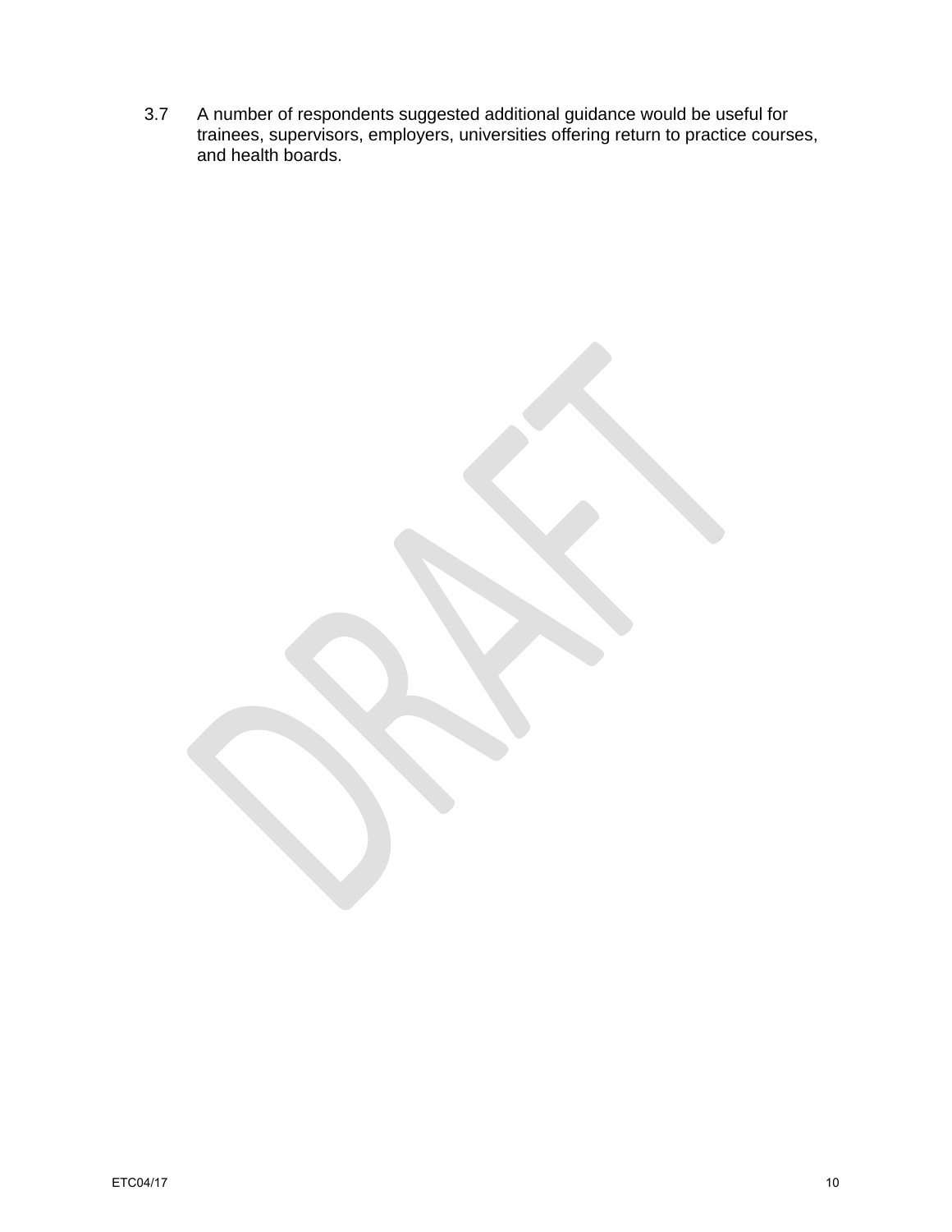3.7 A number of respondents suggested additional guidance would be useful for trainees, supervisors, employers, universities offering return to practice courses, and health boards.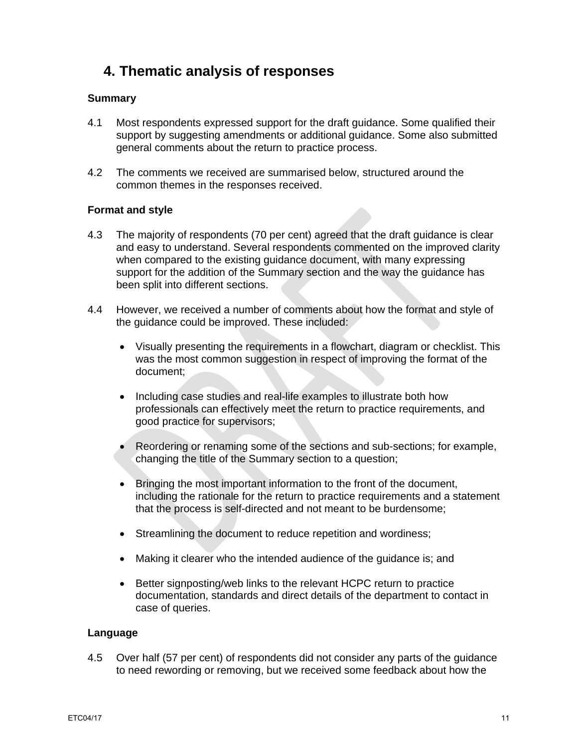## 4. Thematic analysis of responses

### Summary

4.1 Most respondents expressed support for the draft guidance. Some qualified their support by suggesting amendments or additional guidance. Some also submitted general comments about the return to practice process.

4.2 The comments we received are summarised below, structured around the common themes in the responses received.

### Format and style

4.3 The majority of respondents (70 per cent) agreed that the draft guidance is clear and easy to understand. Several respondents commented on the improved clarity when compared to the existing guidance document, with many expressing support for the addition of the Summary section and the way the guidance has been split into different sections.

4.4 However, we received a number of comments about how the format and style of the guidance could be improved. These included:

- Visually presenting the requirements in a flowchart, diagram or checklist. This was the most common suggestion in respect of improving the format of the document;
- Including case studies and real-life examples to illustrate both how professionals can effectively meet the return to practice requirements, and good practice for supervisors;
- Reordering or renaming some of the sections and sub-sections; for example, changing the title of the Summary section to a question;
- Bringing the most important information to the front of the document, including the rationale for the return to practice requirements and a statement that the process is self-directed and not meant to be burdensome;
- Streamlining the document to reduce repetition and wordiness;
- Making it clearer who the intended audience of the guidance is; and
- Better signposting/web links to the relevant HCPC return to practice documentation, standards and direct details of the department to contact in case of queries.

### Language

4.5 Over half (57 per cent) of respondents did not consider any parts of the guidance to need rewording or removing, but we received some feedback about how the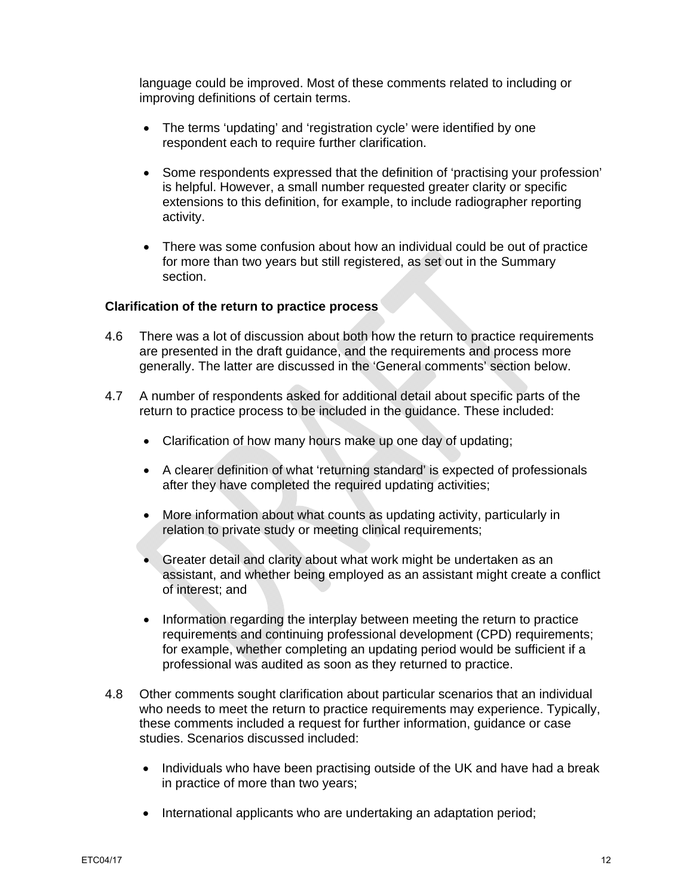language could be improved. Most of these comments related to including or improving definitions of certain terms.

- The terms 'updating' and 'registration cycle' were identified by one respondent each to require further clarification.
- Some respondents expressed that the definition of 'practising your profession' is helpful. However, a small number requested greater clarity or specific extensions to this definition, for example, to include radiographer reporting activity.
- There was some confusion about how an individual could be out of practice for more than two years but still registered, as set out in the Summary section.

**Clarification of the return to practice process**

4.6 There was a lot of discussion about both how the return to practice requirements are presented in the draft guidance, and the requirements and process more generally. The latter are discussed in the 'General comments' section below.

4.7 A number of respondents asked for additional detail about specific parts of the return to practice process to be included in the guidance. These included:

- Clarification of how many hours make up one day of updating;
- A clearer definition of what 'returning standard' is expected of professionals after they have completed the required updating activities;
- More information about what counts as updating activity, particularly in relation to private study or meeting clinical requirements;
- Greater detail and clarity about what work might be undertaken as an assistant, and whether being employed as an assistant might create a conflict of interest; and
- Information regarding the interplay between meeting the return to practice requirements and continuing professional development (CPD) requirements; for example, whether completing an updating period would be sufficient if a professional was audited as soon as they returned to practice.

4.8 Other comments sought clarification about particular scenarios that an individual who needs to meet the return to practice requirements may experience. Typically, these comments included a request for further information, guidance or case studies. Scenarios discussed included:

- Individuals who have been practising outside of the UK and have had a break in practice of more than two years;
- International applicants who are undertaking an adaptation period;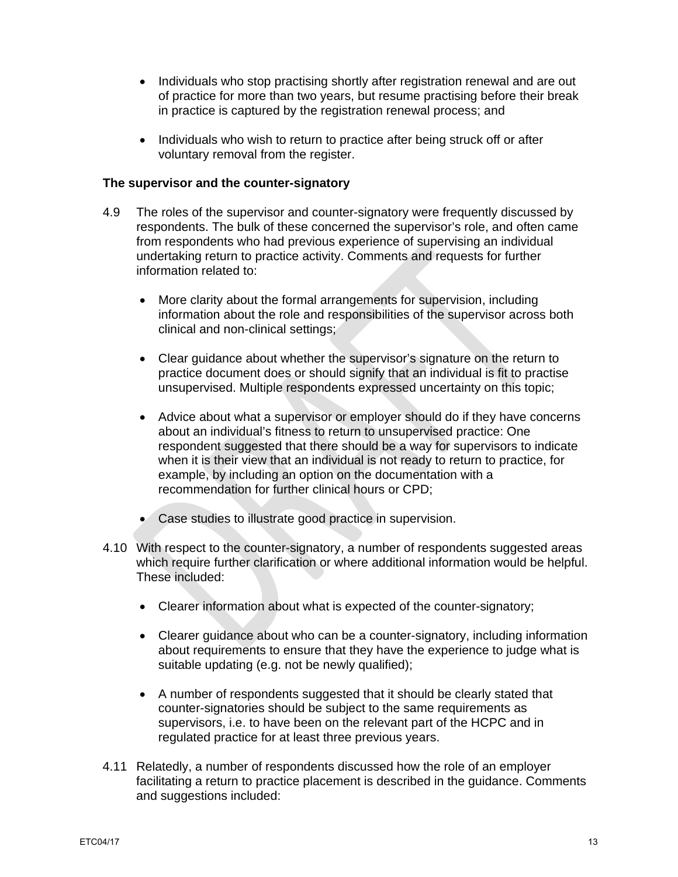- Individuals who stop practising shortly after registration renewal and are out of practice for more than two years, but resume practising before their break in practice is captured by the registration renewal process; and

- Individuals who wish to return to practice after being struck off or after voluntary removal from the register.

**The supervisor and the counter-signatory**

4.9 The roles of the supervisor and counter-signatory were frequently discussed by respondents. The bulk of these concerned the supervisor's role, and often came from respondents who had previous experience of supervising an individual undertaking return to practice activity. Comments and requests for further information related to:

- More clarity about the formal arrangements for supervision, including information about the role and responsibilities of the supervisor across both clinical and non-clinical settings;

- Clear guidance about whether the supervisor's signature on the return to practice document does or should signify that an individual is fit to practise unsupervised. Multiple respondents expressed uncertainty on this topic;

- Advice about what a supervisor or employer should do if they have concerns about an individual's fitness to return to unsupervised practice: One respondent suggested that there should be a way for supervisors to indicate when it is their view that an individual is not ready to return to practice, for example, by including an option on the documentation with a recommendation for further clinical hours or CPD;

- Case studies to illustrate good practice in supervision.

4.10 With respect to the counter-signatory, a number of respondents suggested areas which require further clarification or where additional information would be helpful. These included:

- Clearer information about what is expected of the counter-signatory;

- Clearer guidance about who can be a counter-signatory, including information about requirements to ensure that they have the experience to judge what is suitable updating (e.g. not be newly qualified);

- A number of respondents suggested that it should be clearly stated that counter-signatories should be subject to the same requirements as supervisors, i.e. to have been on the relevant part of the HCPC and in regulated practice for at least three previous years.

4.11 Relatedly, a number of respondents discussed how the role of an employer facilitating a return to practice placement is described in the guidance. Comments and suggestions included: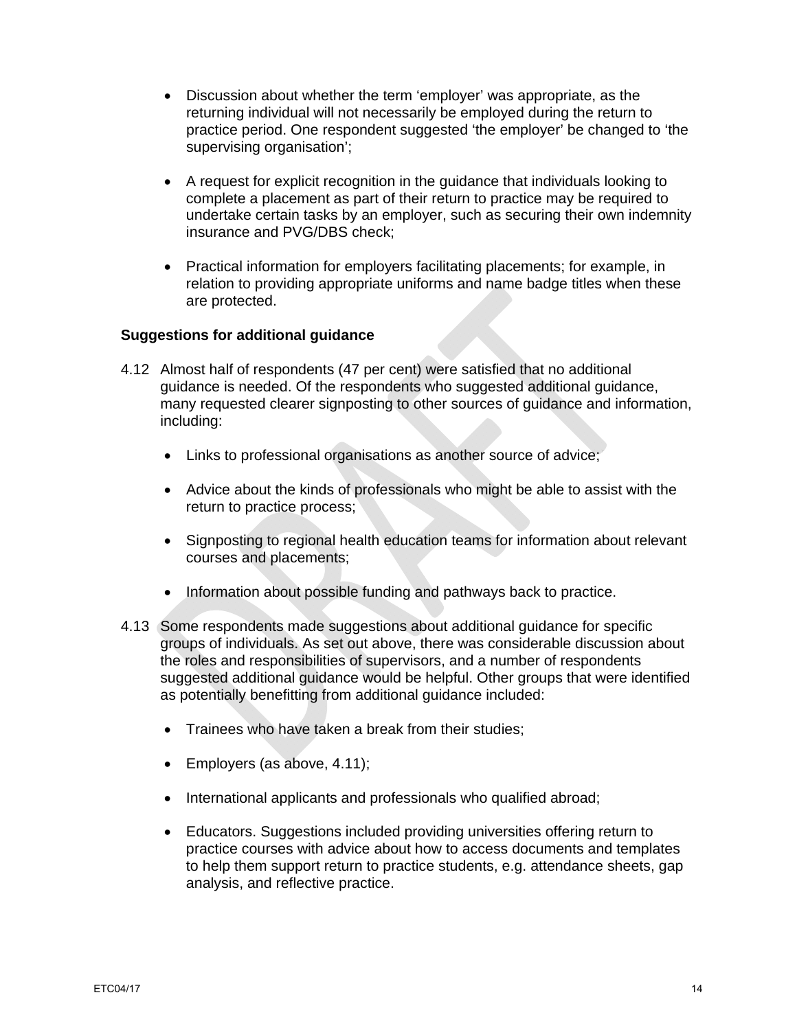- Discussion about whether the term 'employer' was appropriate, as the returning individual will not necessarily be employed during the return to practice period. One respondent suggested 'the employer' be changed to 'the supervising organisation';

- A request for explicit recognition in the guidance that individuals looking to complete a placement as part of their return to practice may be required to undertake certain tasks by an employer, such as securing their own indemnity insurance and PVG/DBS check;

- Practical information for employers facilitating placements; for example, in relation to providing appropriate uniforms and name badge titles when these are protected.

**Suggestions for additional guidance**

4.12 Almost half of respondents (47 per cent) were satisfied that no additional guidance is needed. Of the respondents who suggested additional guidance, many requested clearer signposting to other sources of guidance and information, including:

- Links to professional organisations as another source of advice;

- Advice about the kinds of professionals who might be able to assist with the return to practice process;

- Signposting to regional health education teams for information about relevant courses and placements;

- Information about possible funding and pathways back to practice.

4.13 Some respondents made suggestions about additional guidance for specific groups of individuals. As set out above, there was considerable discussion about the roles and responsibilities of supervisors, and a number of respondents suggested additional guidance would be helpful. Other groups that were identified as potentially benefitting from additional guidance included:

- Trainees who have taken a break from their studies;

- Employers (as above, 4.11);

- International applicants and professionals who qualified abroad;

- Educators. Suggestions included providing universities offering return to practice courses with advice about how to access documents and templates to help them support return to practice students, e.g. attendance sheets, gap analysis, and reflective practice.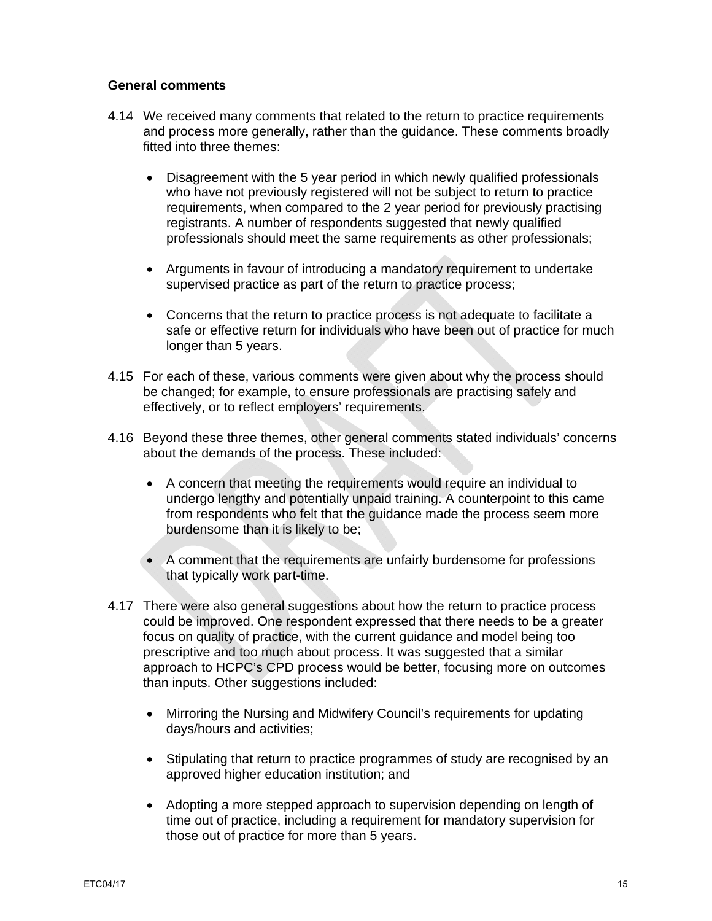### General comments

4.14 We received many comments that related to the return to practice requirements and process more generally, rather than the guidance. These comments broadly fitted into three themes:

- Disagreement with the 5 year period in which newly qualified professionals who have not previously registered will not be subject to return to practice requirements, when compared to the 2 year period for previously practising registrants. A number of respondents suggested that newly qualified professionals should meet the same requirements as other professionals;

- Arguments in favour of introducing a mandatory requirement to undertake supervised practice as part of the return to practice process;

- Concerns that the return to practice process is not adequate to facilitate a safe or effective return for individuals who have been out of practice for much longer than 5 years.

4.15 For each of these, various comments were given about why the process should be changed; for example, to ensure professionals are practising safely and effectively, or to reflect employers' requirements.

4.16 Beyond these three themes, other general comments stated individuals' concerns about the demands of the process. These included:

- A concern that meeting the requirements would require an individual to undergo lengthy and potentially unpaid training. A counterpoint to this came from respondents who felt that the guidance made the process seem more burdensome than it is likely to be;

- A comment that the requirements are unfairly burdensome for professions that typically work part-time.

4.17 There were also general suggestions about how the return to practice process could be improved. One respondent expressed that there needs to be a greater focus on quality of practice, with the current guidance and model being too prescriptive and too much about process. It was suggested that a similar approach to HCPC's CPD process would be better, focusing more on outcomes than inputs. Other suggestions included:

- Mirroring the Nursing and Midwifery Council's requirements for updating days/hours and activities;

- Stipulating that return to practice programmes of study are recognised by an approved higher education institution; and

- Adopting a more stepped approach to supervision depending on length of time out of practice, including a requirement for mandatory supervision for those out of practice for more than 5 years.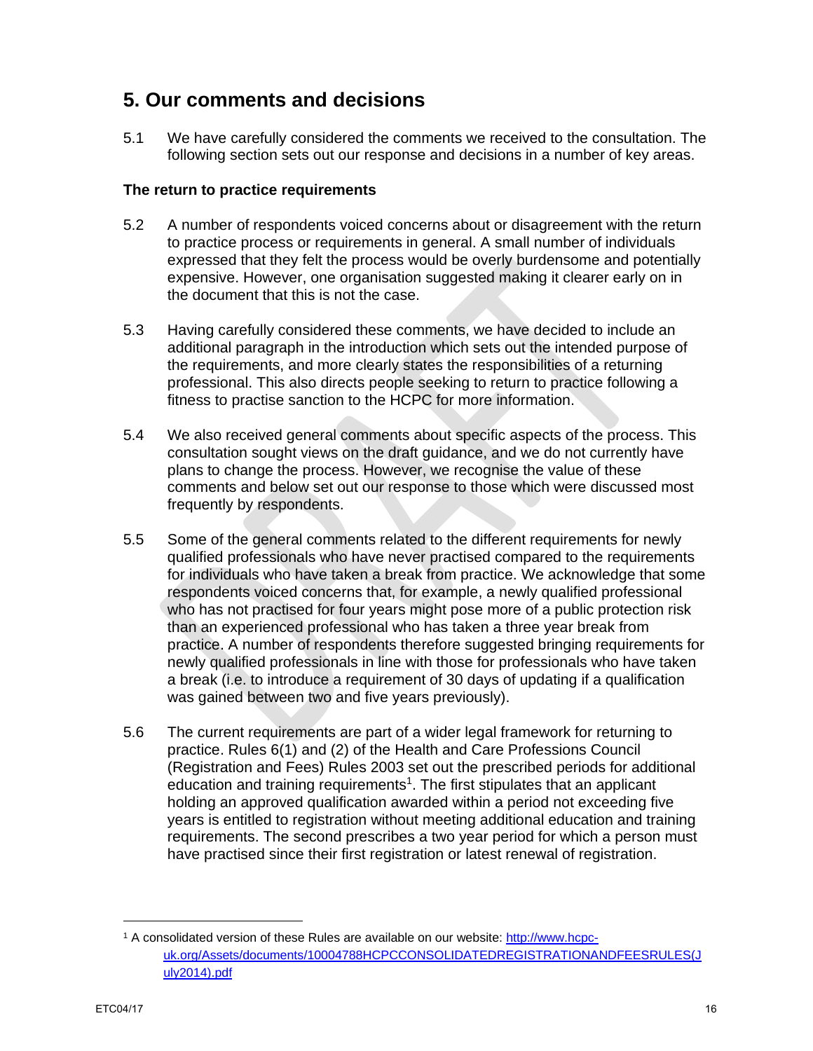## 5. Our comments and decisions

5.1 We have carefully considered the comments we received to the consultation. The following section sets out our response and decisions in a number of key areas.

**The return to practice requirements**

5.2 A number of respondents voiced concerns about or disagreement with the return to practice process or requirements in general. A small number of individuals expressed that they felt the process would be overly burdensome and potentially expensive. However, one organisation suggested making it clearer early on in the document that this is not the case.

5.3 Having carefully considered these comments, we have decided to include an additional paragraph in the introduction which sets out the intended purpose of the requirements, and more clearly states the responsibilities of a returning professional. This also directs people seeking to return to practice following a fitness to practise sanction to the HCPC for more information.

5.4 We also received general comments about specific aspects of the process. This consultation sought views on the draft guidance, and we do not currently have plans to change the process. However, we recognise the value of these comments and below set out our response to those which were discussed most frequently by respondents.

5.5 Some of the general comments related to the different requirements for newly qualified professionals who have never practised compared to the requirements for individuals who have taken a break from practice. We acknowledge that some respondents voiced concerns that, for example, a newly qualified professional who has not practised for four years might pose more of a public protection risk than an experienced professional who has taken a three year break from practice. A number of respondents therefore suggested bringing requirements for newly qualified professionals in line with those for professionals who have taken a break (i.e. to introduce a requirement of 30 days of updating if a qualification was gained between two and five years previously).

5.6 The current requirements are part of a wider legal framework for returning to practice. Rules 6(1) and (2) of the Health and Care Professions Council (Registration and Fees) Rules 2003 set out the prescribed periods for additional education and training requirements[1]. The first stipulates that an applicant holding an approved qualification awarded within a period not exceeding five years is entitled to registration without meeting additional education and training requirements. The second prescribes a two year period for which a person must have practised since their first registration or latest renewal of registration.

[1] A consolidated version of these Rules are available on our website: http://www.hcpc-uk.org/Assets/documents/10004788HCPCCONSOLIDATEDREGISTRATIONANDFEESRULES(July2014).pdf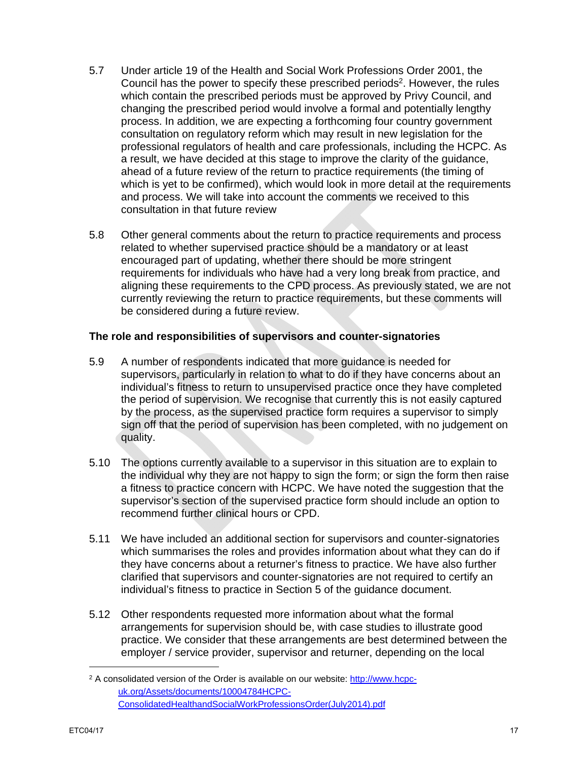5.7 Under article 19 of the Health and Social Work Professions Order 2001, the Council has the power to specify these prescribed periods[2]. However, the rules which contain the prescribed periods must be approved by Privy Council, and changing the prescribed period would involve a formal and potentially lengthy process. In addition, we are expecting a forthcoming four country government consultation on regulatory reform which may result in new legislation for the professional regulators of health and care professionals, including the HCPC. As a result, we have decided at this stage to improve the clarity of the guidance, ahead of a future review of the return to practice requirements (the timing of which is yet to be confirmed), which would look in more detail at the requirements and process. We will take into account the comments we received to this consultation in that future review

5.8 Other general comments about the return to practice requirements and process related to whether supervised practice should be a mandatory or at least encouraged part of updating, whether there should be more stringent requirements for individuals who have had a very long break from practice, and aligning these requirements to the CPD process. As previously stated, we are not currently reviewing the return to practice requirements, but these comments will be considered during a future review.

**The role and responsibilities of supervisors and counter-signatories**

5.9 A number of respondents indicated that more guidance is needed for supervisors, particularly in relation to what to do if they have concerns about an individual's fitness to return to unsupervised practice once they have completed the period of supervision. We recognise that currently this is not easily captured by the process, as the supervised practice form requires a supervisor to simply sign off that the period of supervision has been completed, with no judgement on quality.

5.10 The options currently available to a supervisor in this situation are to explain to the individual why they are not happy to sign the form; or sign the form then raise a fitness to practice concern with HCPC. We have noted the suggestion that the supervisor's section of the supervised practice form should include an option to recommend further clinical hours or CPD.

5.11 We have included an additional section for supervisors and counter-signatories which summarises the roles and provides information about what they can do if they have concerns about a returner's fitness to practice. We have also further clarified that supervisors and counter-signatories are not required to certify an individual's fitness to practice in Section 5 of the guidance document.

5.12 Other respondents requested more information about what the formal arrangements for supervision should be, with case studies to illustrate good practice. We consider that these arrangements are best determined between the employer / service provider, supervisor and returner, depending on the local

[2] A consolidated version of the Order is available on our website: http://www.hcpc-uk.org/Assets/documents/10004784HCPC-ConsolidatedHealthandSocialWorkProfessionsOrder(July2014).pdf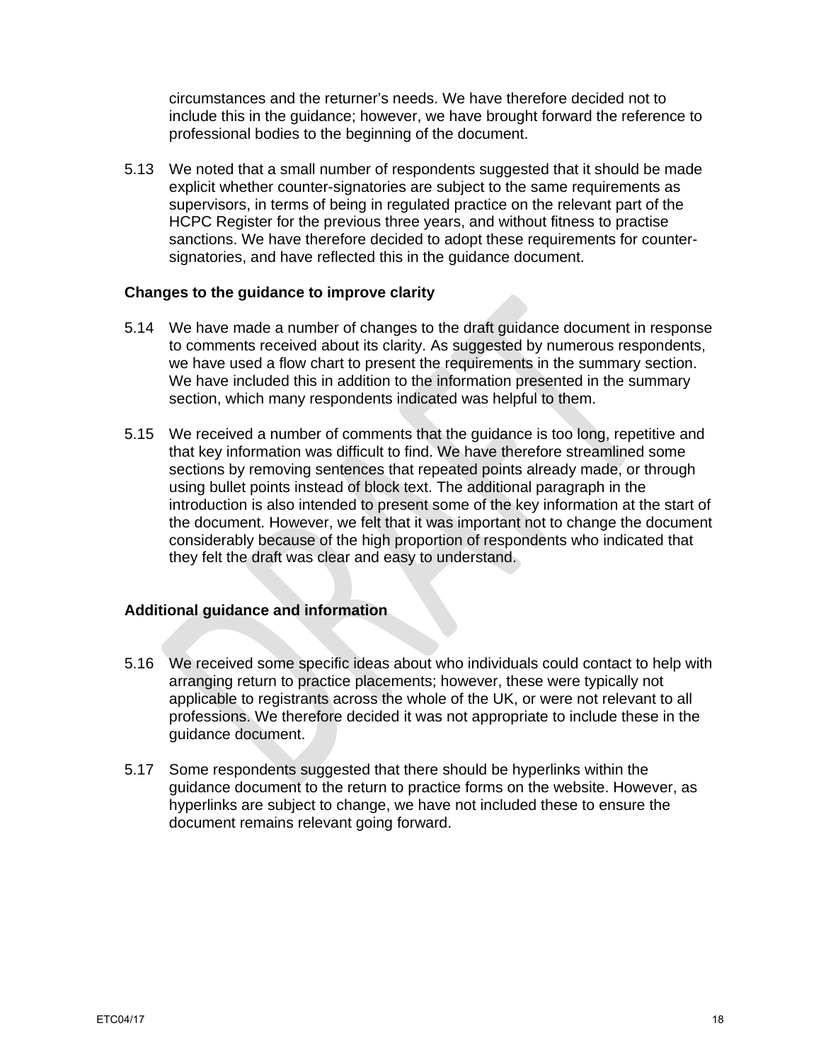circumstances and the returner's needs. We have therefore decided not to include this in the guidance; however, we have brought forward the reference to professional bodies to the beginning of the document.

5.13 We noted that a small number of respondents suggested that it should be made explicit whether counter-signatories are subject to the same requirements as supervisors, in terms of being in regulated practice on the relevant part of the HCPC Register for the previous three years, and without fitness to practise sanctions. We have therefore decided to adopt these requirements for counter-signatories, and have reflected this in the guidance document.

**Changes to the guidance to improve clarity**

5.14 We have made a number of changes to the draft guidance document in response to comments received about its clarity. As suggested by numerous respondents, we have used a flow chart to present the requirements in the summary section. We have included this in addition to the information presented in the summary section, which many respondents indicated was helpful to them.

5.15 We received a number of comments that the guidance is too long, repetitive and that key information was difficult to find. We have therefore streamlined some sections by removing sentences that repeated points already made, or through using bullet points instead of block text. The additional paragraph in the introduction is also intended to present some of the key information at the start of the document. However, we felt that it was important not to change the document considerably because of the high proportion of respondents who indicated that they felt the draft was clear and easy to understand.

**Additional guidance and information**

5.16 We received some specific ideas about who individuals could contact to help with arranging return to practice placements; however, these were typically not applicable to registrants across the whole of the UK, or were not relevant to all professions. We therefore decided it was not appropriate to include these in the guidance document.

5.17 Some respondents suggested that there should be hyperlinks within the guidance document to the return to practice forms on the website. However, as hyperlinks are subject to change, we have not included these to ensure the document remains relevant going forward.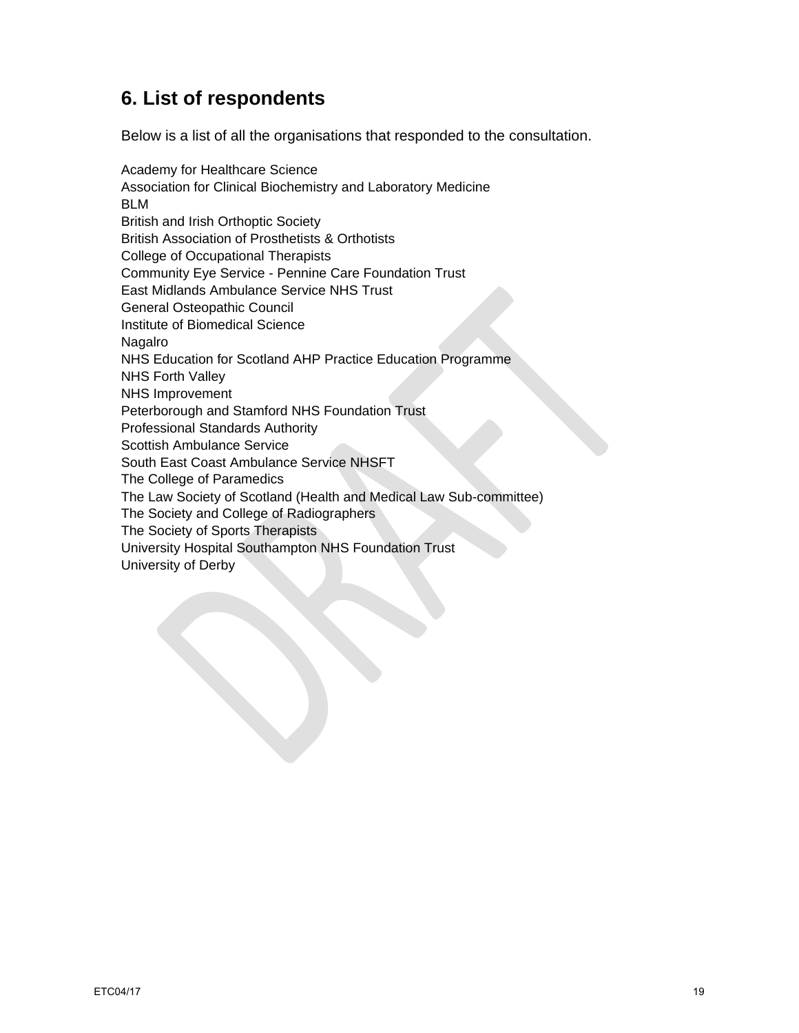## 6. List of respondents

Below is a list of all the organisations that responded to the consultation.

Academy for Healthcare Science
Association for Clinical Biochemistry and Laboratory Medicine
BLM
British and Irish Orthoptic Society
British Association of Prosthetists & Orthotists
College of Occupational Therapists
Community Eye Service - Pennine Care Foundation Trust
East Midlands Ambulance Service NHS Trust
General Osteopathic Council
Institute of Biomedical Science
Nagalro
NHS Education for Scotland AHP Practice Education Programme
NHS Forth Valley
NHS Improvement
Peterborough and Stamford NHS Foundation Trust
Professional Standards Authority
Scottish Ambulance Service
South East Coast Ambulance Service NHSFT
The College of Paramedics
The Law Society of Scotland (Health and Medical Law Sub-committee)
The Society and College of Radiographers
The Society of Sports Therapists
University Hospital Southampton NHS Foundation Trust
University of Derby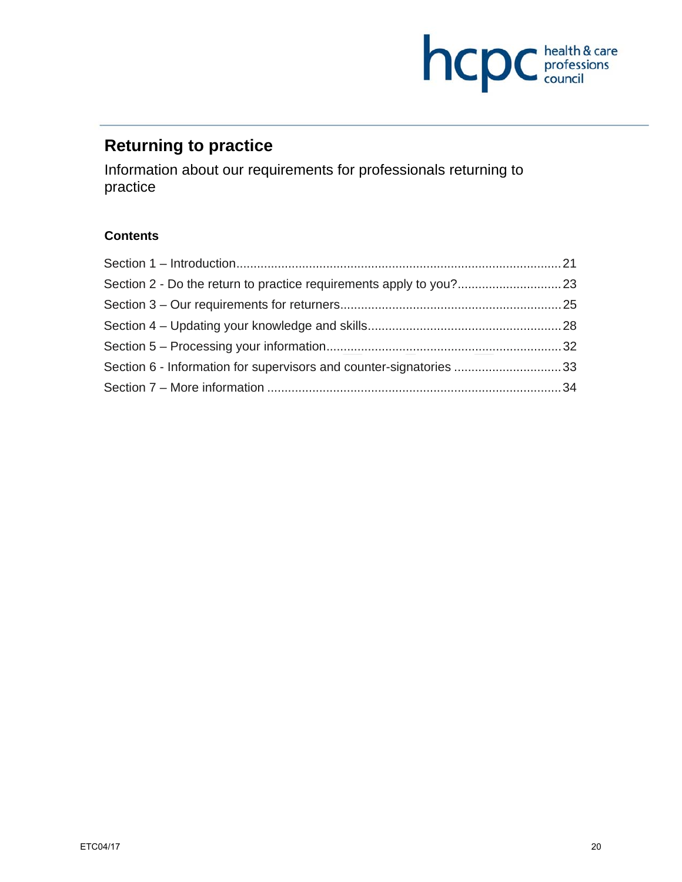# Returning to practice

Information about our requirements for professionals returning to practice

**Contents**

| | |
|---|---|
| Section 1 – Introduction | 21 |
| Section 2 - Do the return to practice requirements apply to you? | 23 |
| Section 3 – Our requirements for returners | 25 |
| Section 4 – Updating your knowledge and skills | 28 |
| Section 5 – Processing your information | 32 |
| Section 6 - Information for supervisors and counter-signatories | 33 |
| Section 7 – More information | 34 |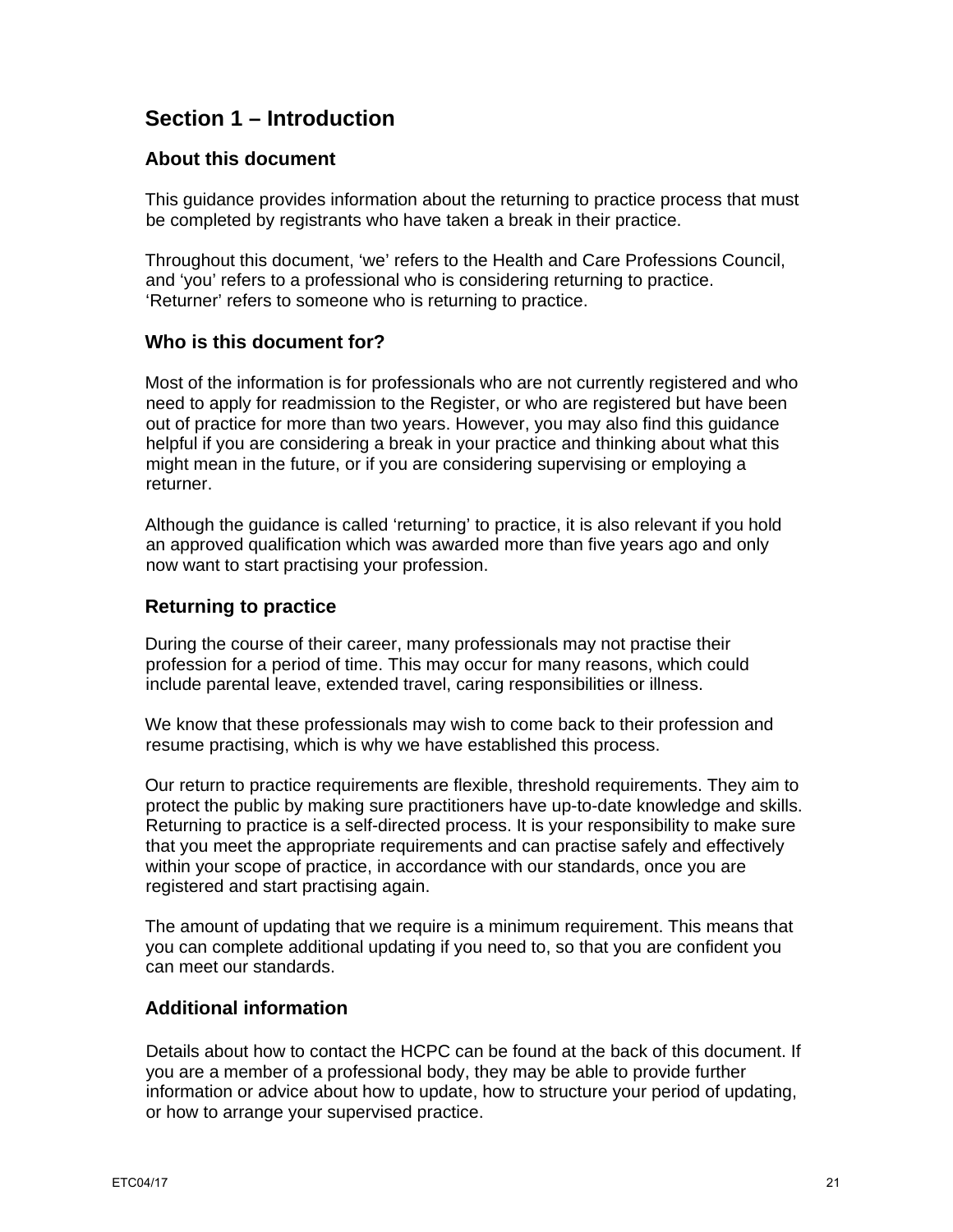## Section 1 – Introduction

### About this document

This guidance provides information about the returning to practice process that must be completed by registrants who have taken a break in their practice.

Throughout this document, 'we' refers to the Health and Care Professions Council, and 'you' refers to a professional who is considering returning to practice. 'Returner' refers to someone who is returning to practice.

### Who is this document for?

Most of the information is for professionals who are not currently registered and who need to apply for readmission to the Register, or who are registered but have been out of practice for more than two years. However, you may also find this guidance helpful if you are considering a break in your practice and thinking about what this might mean in the future, or if you are considering supervising or employing a returner.

Although the guidance is called 'returning' to practice, it is also relevant if you hold an approved qualification which was awarded more than five years ago and only now want to start practising your profession.

### Returning to practice

During the course of their career, many professionals may not practise their profession for a period of time. This may occur for many reasons, which could include parental leave, extended travel, caring responsibilities or illness.

We know that these professionals may wish to come back to their profession and resume practising, which is why we have established this process.

Our return to practice requirements are flexible, threshold requirements. They aim to protect the public by making sure practitioners have up-to-date knowledge and skills. Returning to practice is a self-directed process. It is your responsibility to make sure that you meet the appropriate requirements and can practise safely and effectively within your scope of practice, in accordance with our standards, once you are registered and start practising again.

The amount of updating that we require is a minimum requirement. This means that you can complete additional updating if you need to, so that you are confident you can meet our standards.

### Additional information

Details about how to contact the HCPC can be found at the back of this document. If you are a member of a professional body, they may be able to provide further information or advice about how to update, how to structure your period of updating, or how to arrange your supervised practice.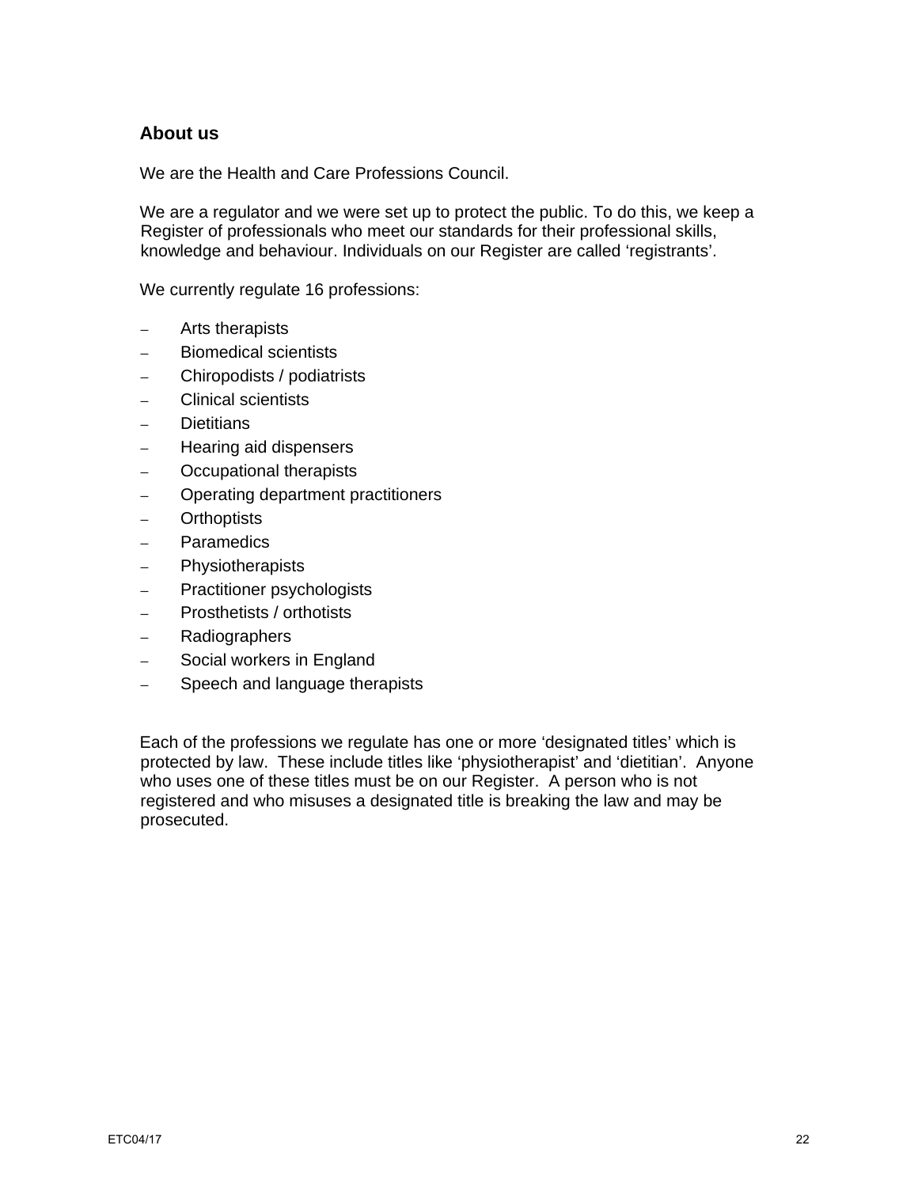## About us

We are the Health and Care Professions Council.

We are a regulator and we were set up to protect the public. To do this, we keep a Register of professionals who meet our standards for their professional skills, knowledge and behaviour. Individuals on our Register are called ‘registrants’.

We currently regulate 16 professions:

- Arts therapists
- Biomedical scientists
- Chiropodists / podiatrists
- Clinical scientists
- Dietitians
- Hearing aid dispensers
- Occupational therapists
- Operating department practitioners
- Orthoptists
- Paramedics
- Physiotherapists
- Practitioner psychologists
- Prosthetists / orthotists
- Radiographers
- Social workers in England
- Speech and language therapists

Each of the professions we regulate has one or more ‘designated titles’ which is protected by law. These include titles like ‘physiotherapist’ and ‘dietitian’. Anyone who uses one of these titles must be on our Register. A person who is not registered and who misuses a designated title is breaking the law and may be prosecuted.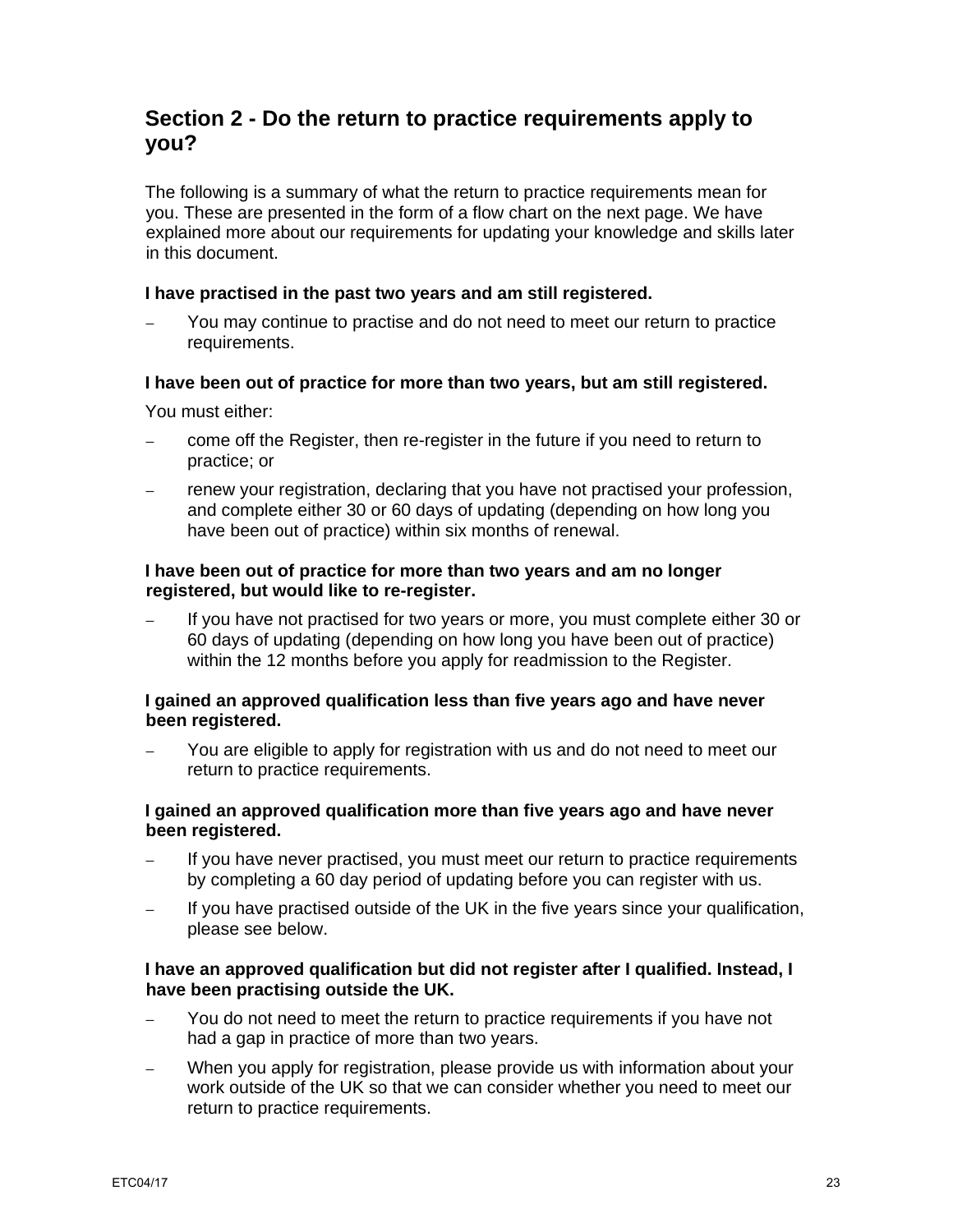## Section 2 - Do the return to practice requirements apply to you?

The following is a summary of what the return to practice requirements mean for you. These are presented in the form of a flow chart on the next page. We have explained more about our requirements for updating your knowledge and skills later in this document.

**I have practised in the past two years and am still registered.**

- You may continue to practise and do not need to meet our return to practice requirements.

**I have been out of practice for more than two years, but am still registered.**

You must either:

- come off the Register, then re-register in the future if you need to return to practice; or
- renew your registration, declaring that you have not practised your profession, and complete either 30 or 60 days of updating (depending on how long you have been out of practice) within six months of renewal.

**I have been out of practice for more than two years and am no longer registered, but would like to re-register.**

- If you have not practised for two years or more, you must complete either 30 or 60 days of updating (depending on how long you have been out of practice) within the 12 months before you apply for readmission to the Register.

**I gained an approved qualification less than five years ago and have never been registered.**

- You are eligible to apply for registration with us and do not need to meet our return to practice requirements.

**I gained an approved qualification more than five years ago and have never been registered.**

- If you have never practised, you must meet our return to practice requirements by completing a 60 day period of updating before you can register with us.
- If you have practised outside of the UK in the five years since your qualification, please see below.

**I have an approved qualification but did not register after I qualified. Instead, I have been practising outside the UK.**

- You do not need to meet the return to practice requirements if you have not had a gap in practice of more than two years.
- When you apply for registration, please provide us with information about your work outside of the UK so that we can consider whether you need to meet our return to practice requirements.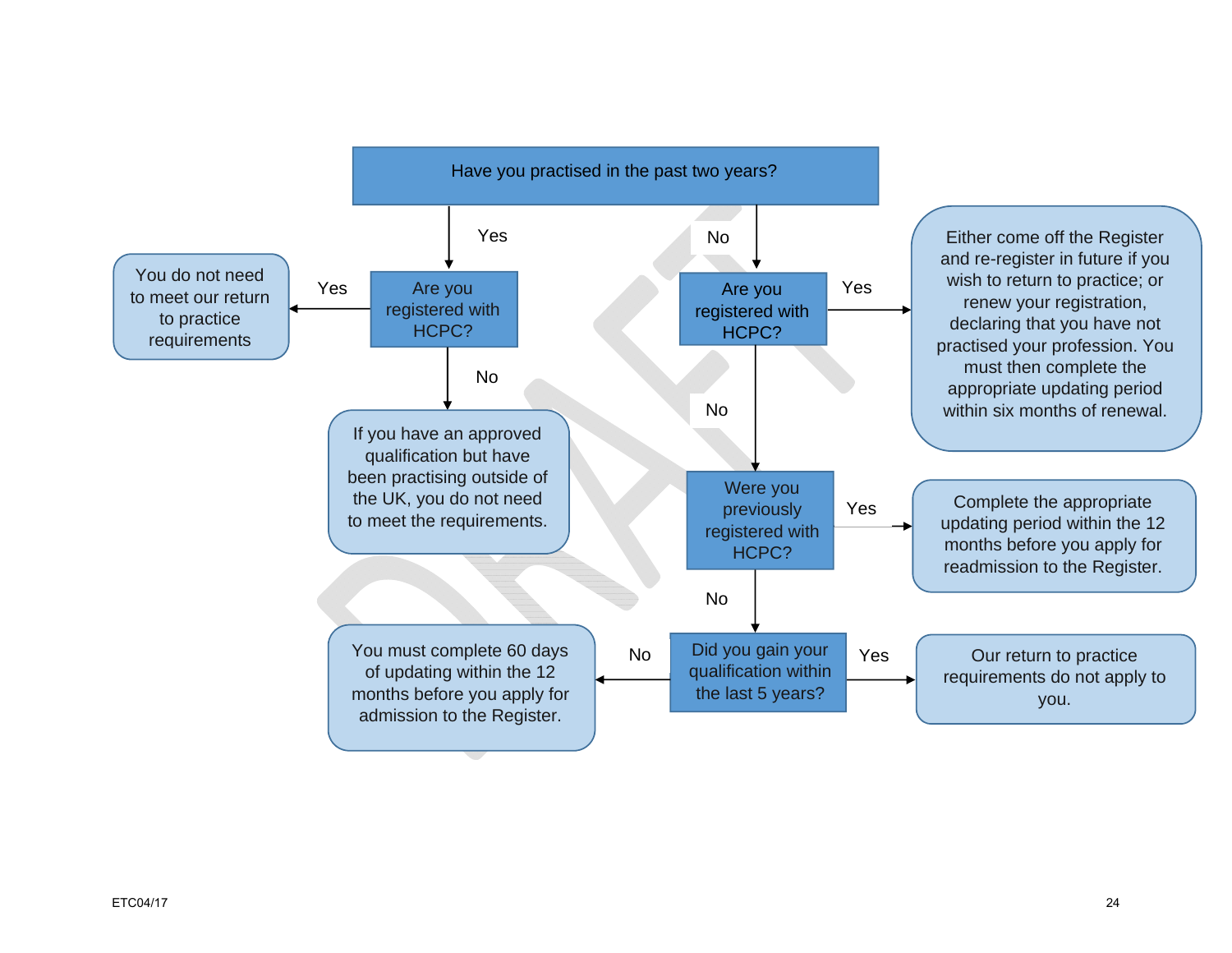Have you practised in the past two years?

Yes

No

Are you registered with HCPC?

Yes

You do not need to meet our return to practice requirements

No

If you have an approved qualification but have been practising outside of the UK, you do not need to meet the requirements.

Are you registered with HCPC?

Yes

Either come off the Register and re-register in future if you wish to return to practice; or renew your registration, declaring that you have not practised your profession. You must then complete the appropriate updating period within six months of renewal.

No

Were you previously registered with HCPC?

Yes

Complete the appropriate updating period within the 12 months before you apply for readmission to the Register.

No

Did you gain your qualification within the last 5 years?

No

You must complete 60 days of updating within the 12 months before you apply for admission to the Register.

Yes

Our return to practice requirements do not apply to you.

ETC04/17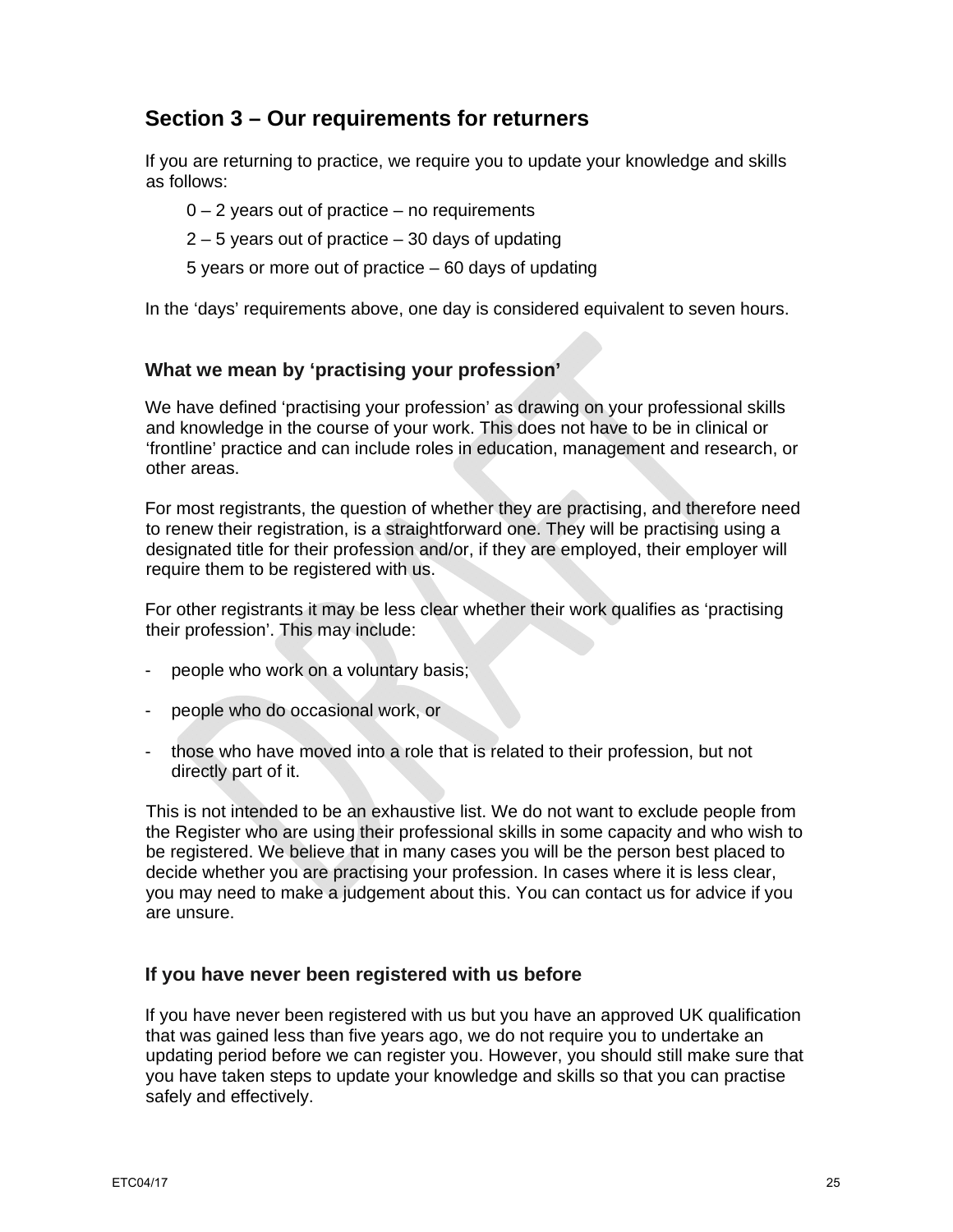## Section 3 – Our requirements for returners

If you are returning to practice, we require you to update your knowledge and skills as follows:

0 – 2 years out of practice – no requirements

2 – 5 years out of practice – 30 days of updating

5 years or more out of practice – 60 days of updating

In the 'days' requirements above, one day is considered equivalent to seven hours.

### What we mean by 'practising your profession'

We have defined 'practising your profession' as drawing on your professional skills and knowledge in the course of your work. This does not have to be in clinical or 'frontline' practice and can include roles in education, management and research, or other areas.

For most registrants, the question of whether they are practising, and therefore need to renew their registration, is a straightforward one. They will be practising using a designated title for their profession and/or, if they are employed, their employer will require them to be registered with us.

For other registrants it may be less clear whether their work qualifies as 'practising their profession'. This may include:

- people who work on a voluntary basis;
- people who do occasional work, or
- those who have moved into a role that is related to their profession, but not directly part of it.

This is not intended to be an exhaustive list. We do not want to exclude people from the Register who are using their professional skills in some capacity and who wish to be registered. We believe that in many cases you will be the person best placed to decide whether you are practising your profession. In cases where it is less clear, you may need to make a judgement about this. You can contact us for advice if you are unsure.

### If you have never been registered with us before

If you have never been registered with us but you have an approved UK qualification that was gained less than five years ago, we do not require you to undertake an updating period before we can register you. However, you should still make sure that you have taken steps to update your knowledge and skills so that you can practise safely and effectively.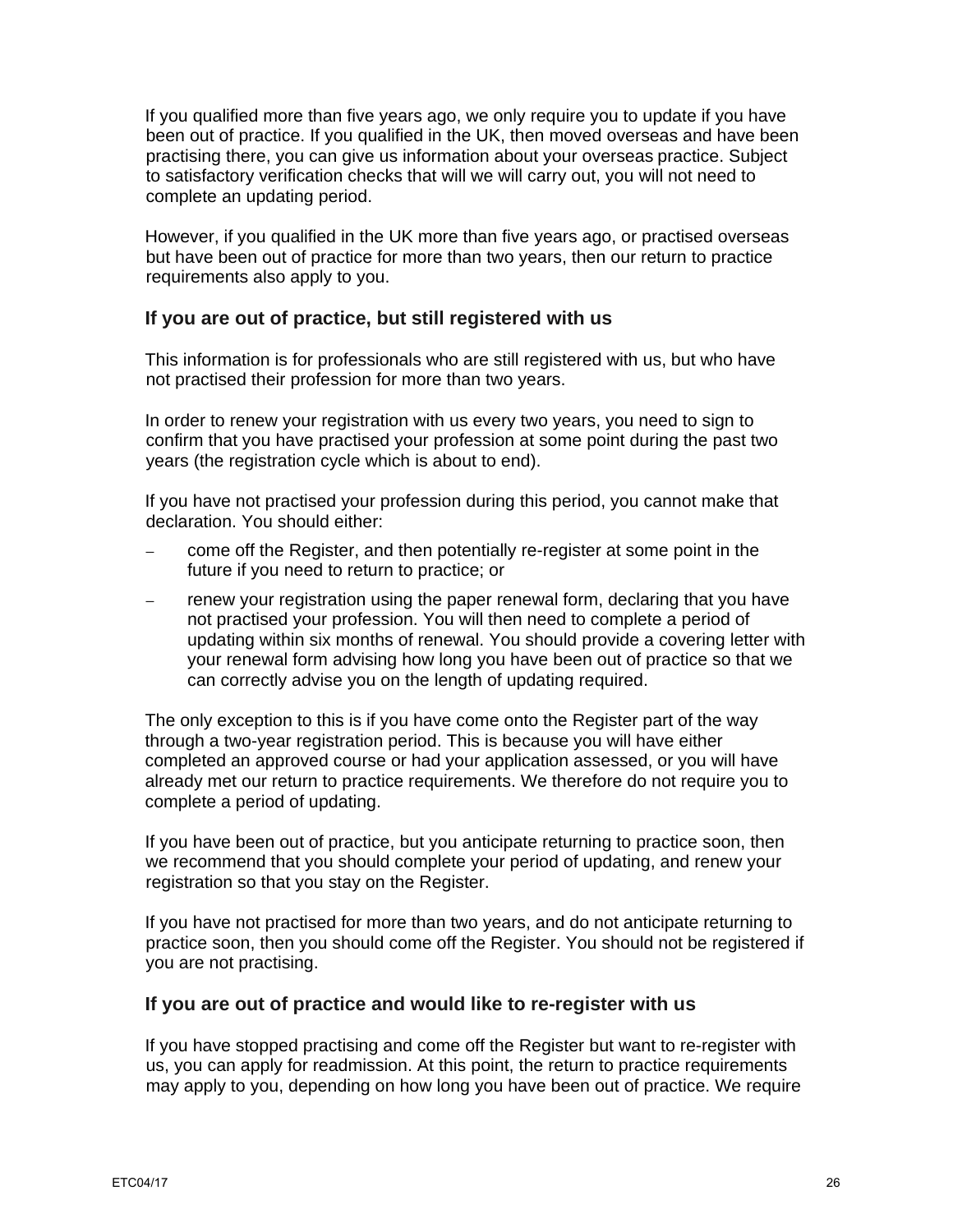If you qualified more than five years ago, we only require you to update if you have been out of practice. If you qualified in the UK, then moved overseas and have been practising there, you can give us information about your overseas practice. Subject to satisfactory verification checks that will we will carry out, you will not need to complete an updating period.

However, if you qualified in the UK more than five years ago, or practised overseas but have been out of practice for more than two years, then our return to practice requirements also apply to you.

### If you are out of practice, but still registered with us

This information is for professionals who are still registered with us, but who have not practised their profession for more than two years.

In order to renew your registration with us every two years, you need to sign to confirm that you have practised your profession at some point during the past two years (the registration cycle which is about to end).

If you have not practised your profession during this period, you cannot make that declaration. You should either:

- come off the Register, and then potentially re-register at some point in the future if you need to return to practice; or
- renew your registration using the paper renewal form, declaring that you have not practised your profession. You will then need to complete a period of updating within six months of renewal. You should provide a covering letter with your renewal form advising how long you have been out of practice so that we can correctly advise you on the length of updating required.

The only exception to this is if you have come onto the Register part of the way through a two-year registration period. This is because you will have either completed an approved course or had your application assessed, or you will have already met our return to practice requirements. We therefore do not require you to complete a period of updating.

If you have been out of practice, but you anticipate returning to practice soon, then we recommend that you should complete your period of updating, and renew your registration so that you stay on the Register.

If you have not practised for more than two years, and do not anticipate returning to practice soon, then you should come off the Register. You should not be registered if you are not practising.

### If you are out of practice and would like to re-register with us

If you have stopped practising and come off the Register but want to re-register with us, you can apply for readmission. At this point, the return to practice requirements may apply to you, depending on how long you have been out of practice. We require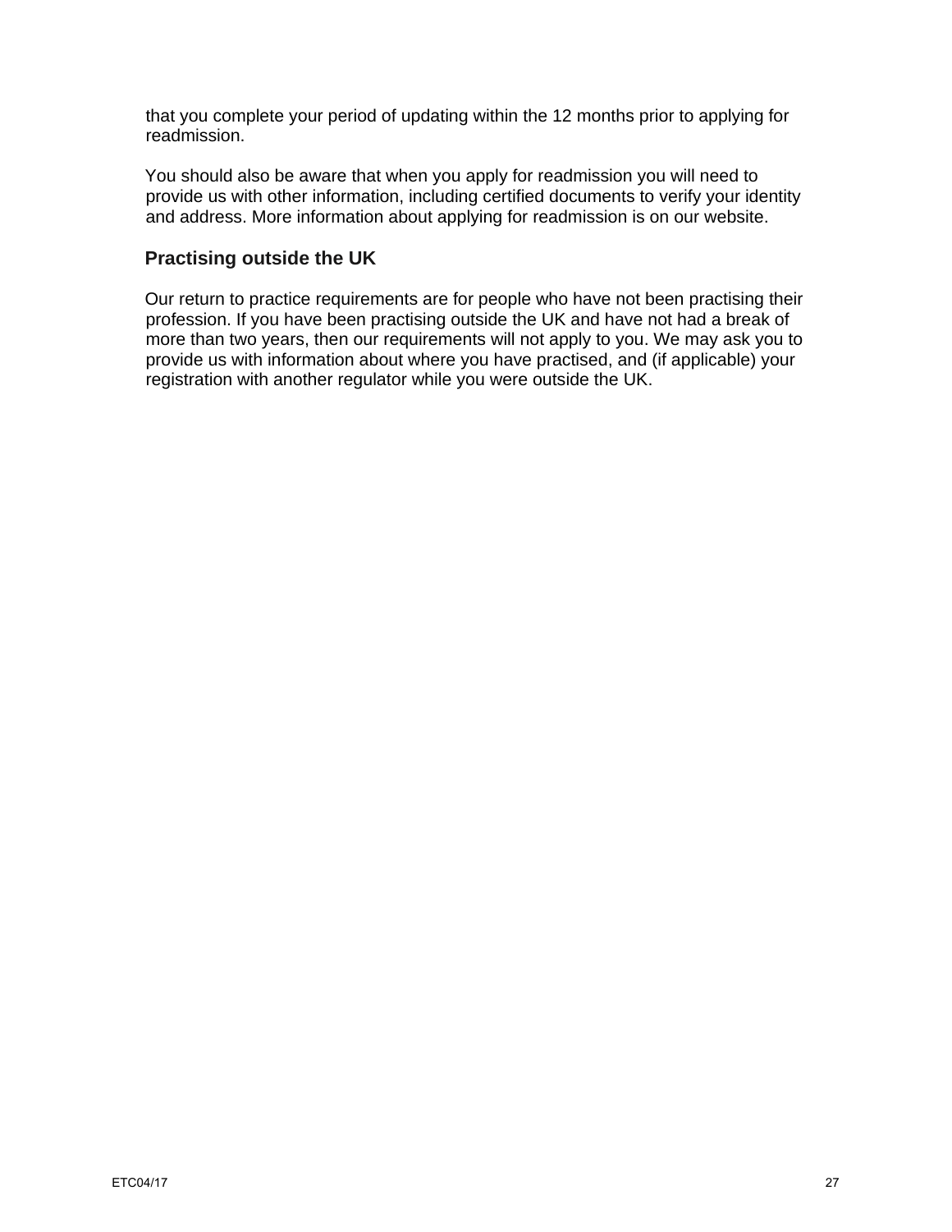that you complete your period of updating within the 12 months prior to applying for readmission.

You should also be aware that when you apply for readmission you will need to provide us with other information, including certified documents to verify your identity and address. More information about applying for readmission is on our website.

## Practising outside the UK

Our return to practice requirements are for people who have not been practising their profession. If you have been practising outside the UK and have not had a break of more than two years, then our requirements will not apply to you. We may ask you to provide us with information about where you have practised, and (if applicable) your registration with another regulator while you were outside the UK.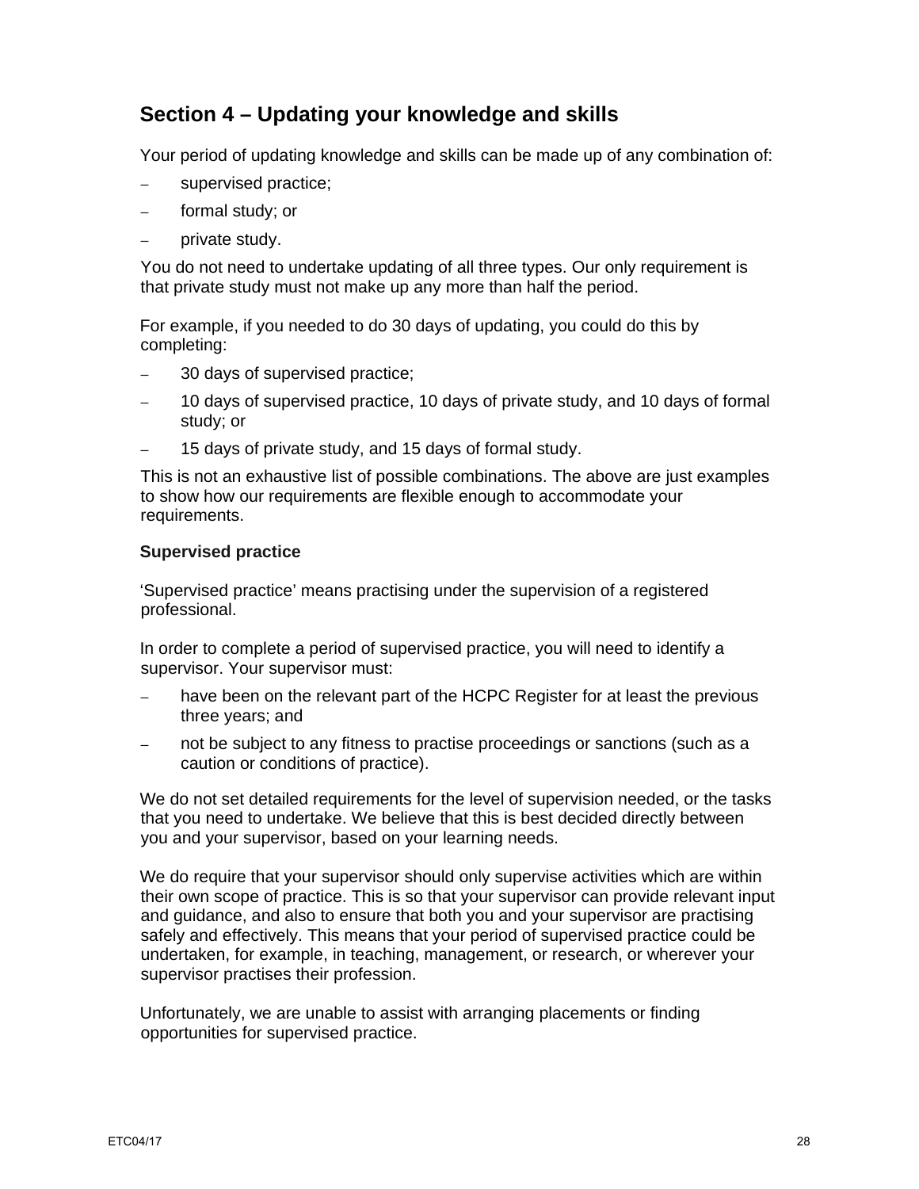## Section 4 – Updating your knowledge and skills

Your period of updating knowledge and skills can be made up of any combination of:

- supervised practice;
- formal study; or
- private study.

You do not need to undertake updating of all three types. Our only requirement is that private study must not make up any more than half the period.

For example, if you needed to do 30 days of updating, you could do this by completing:

- 30 days of supervised practice;
- 10 days of supervised practice, 10 days of private study, and 10 days of formal study; or
- 15 days of private study, and 15 days of formal study.

This is not an exhaustive list of possible combinations. The above are just examples to show how our requirements are flexible enough to accommodate your requirements.

### Supervised practice

'Supervised practice' means practising under the supervision of a registered professional.

In order to complete a period of supervised practice, you will need to identify a supervisor. Your supervisor must:

- have been on the relevant part of the HCPC Register for at least the previous three years; and
- not be subject to any fitness to practise proceedings or sanctions (such as a caution or conditions of practice).

We do not set detailed requirements for the level of supervision needed, or the tasks that you need to undertake. We believe that this is best decided directly between you and your supervisor, based on your learning needs.

We do require that your supervisor should only supervise activities which are within their own scope of practice. This is so that your supervisor can provide relevant input and guidance, and also to ensure that both you and your supervisor are practising safely and effectively. This means that your period of supervised practice could be undertaken, for example, in teaching, management, or research, or wherever your supervisor practises their profession.

Unfortunately, we are unable to assist with arranging placements or finding opportunities for supervised practice.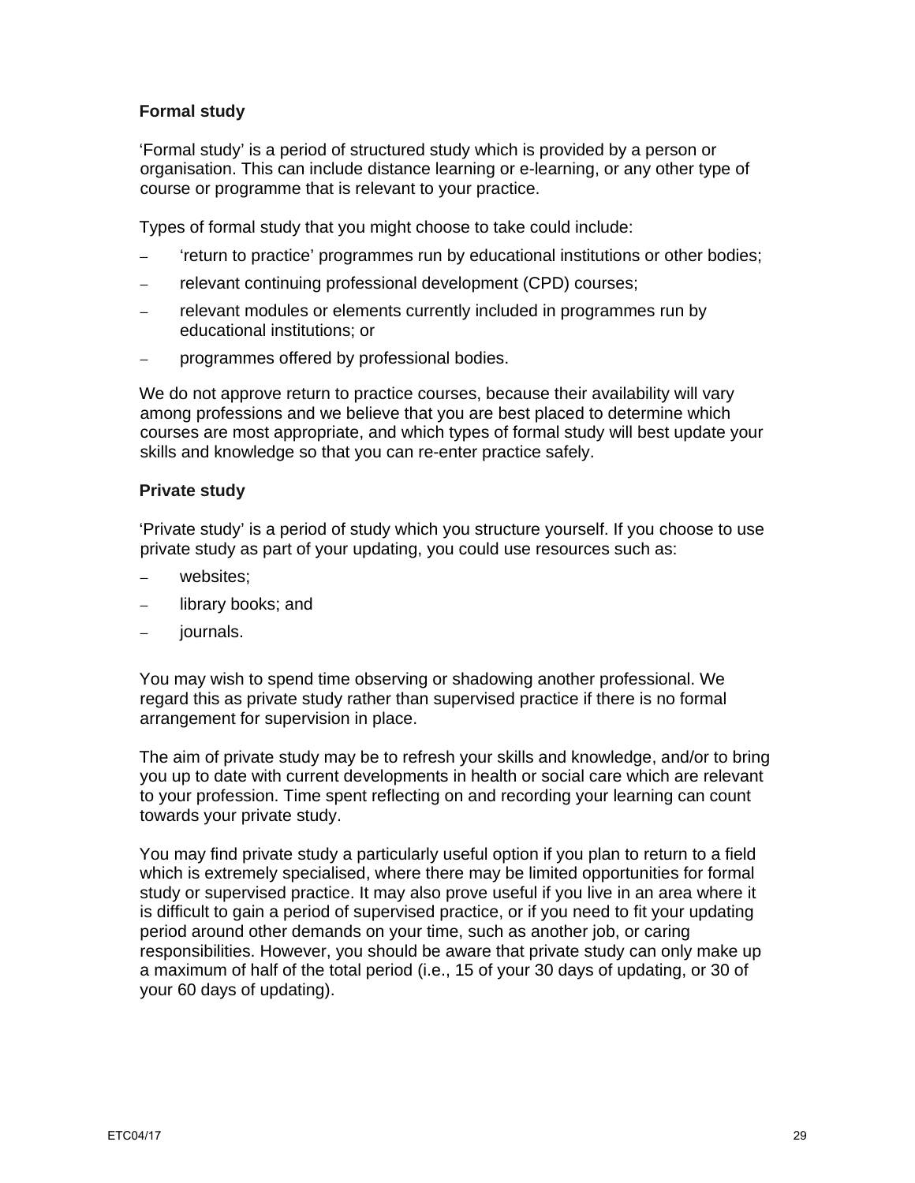### Formal study

'Formal study' is a period of structured study which is provided by a person or organisation. This can include distance learning or e-learning, or any other type of course or programme that is relevant to your practice.

Types of formal study that you might choose to take could include:

- 'return to practice' programmes run by educational institutions or other bodies;
- relevant continuing professional development (CPD) courses;
- relevant modules or elements currently included in programmes run by educational institutions; or
- programmes offered by professional bodies.

We do not approve return to practice courses, because their availability will vary among professions and we believe that you are best placed to determine which courses are most appropriate, and which types of formal study will best update your skills and knowledge so that you can re-enter practice safely.

### Private study

'Private study' is a period of study which you structure yourself. If you choose to use private study as part of your updating, you could use resources such as:

- websites;
- library books; and
- journals.

You may wish to spend time observing or shadowing another professional. We regard this as private study rather than supervised practice if there is no formal arrangement for supervision in place.

The aim of private study may be to refresh your skills and knowledge, and/or to bring you up to date with current developments in health or social care which are relevant to your profession. Time spent reflecting on and recording your learning can count towards your private study.

You may find private study a particularly useful option if you plan to return to a field which is extremely specialised, where there may be limited opportunities for formal study or supervised practice. It may also prove useful if you live in an area where it is difficult to gain a period of supervised practice, or if you need to fit your updating period around other demands on your time, such as another job, or caring responsibilities. However, you should be aware that private study can only make up a maximum of half of the total period (i.e., 15 of your 30 days of updating, or 30 of your 60 days of updating).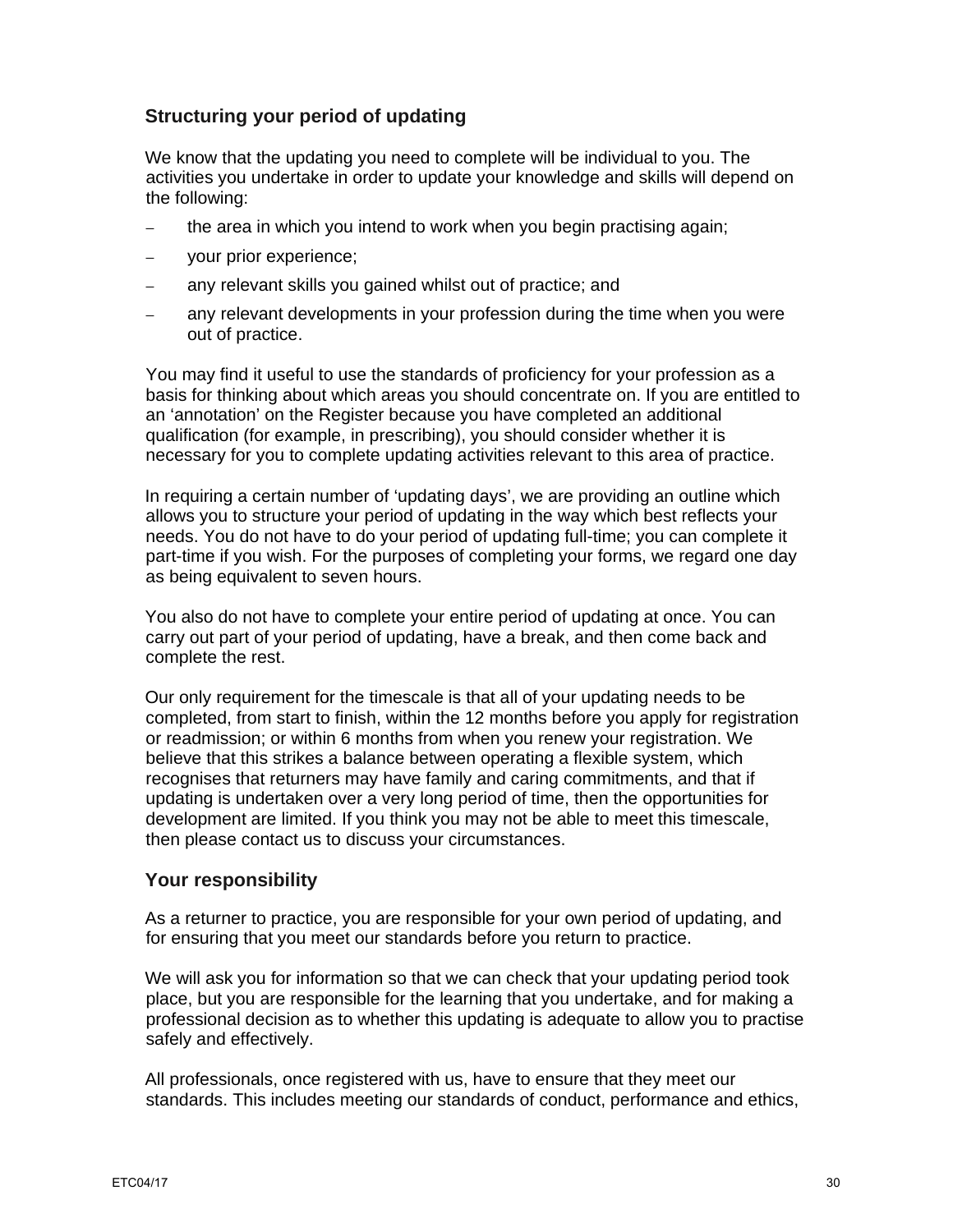## Structuring your period of updating

We know that the updating you need to complete will be individual to you. The activities you undertake in order to update your knowledge and skills will depend on the following:

- the area in which you intend to work when you begin practising again;
- your prior experience;
- any relevant skills you gained whilst out of practice; and
- any relevant developments in your profession during the time when you were out of practice.

You may find it useful to use the standards of proficiency for your profession as a basis for thinking about which areas you should concentrate on. If you are entitled to an ‘annotation’ on the Register because you have completed an additional qualification (for example, in prescribing), you should consider whether it is necessary for you to complete updating activities relevant to this area of practice.

In requiring a certain number of ‘updating days’, we are providing an outline which allows you to structure your period of updating in the way which best reflects your needs. You do not have to do your period of updating full-time; you can complete it part-time if you wish. For the purposes of completing your forms, we regard one day as being equivalent to seven hours.

You also do not have to complete your entire period of updating at once. You can carry out part of your period of updating, have a break, and then come back and complete the rest.

Our only requirement for the timescale is that all of your updating needs to be completed, from start to finish, within the 12 months before you apply for registration or readmission; or within 6 months from when you renew your registration. We believe that this strikes a balance between operating a flexible system, which recognises that returners may have family and caring commitments, and that if updating is undertaken over a very long period of time, then the opportunities for development are limited. If you think you may not be able to meet this timescale, then please contact us to discuss your circumstances.

## Your responsibility

As a returner to practice, you are responsible for your own period of updating, and for ensuring that you meet our standards before you return to practice.

We will ask you for information so that we can check that your updating period took place, but you are responsible for the learning that you undertake, and for making a professional decision as to whether this updating is adequate to allow you to practise safely and effectively.

All professionals, once registered with us, have to ensure that they meet our standards. This includes meeting our standards of conduct, performance and ethics,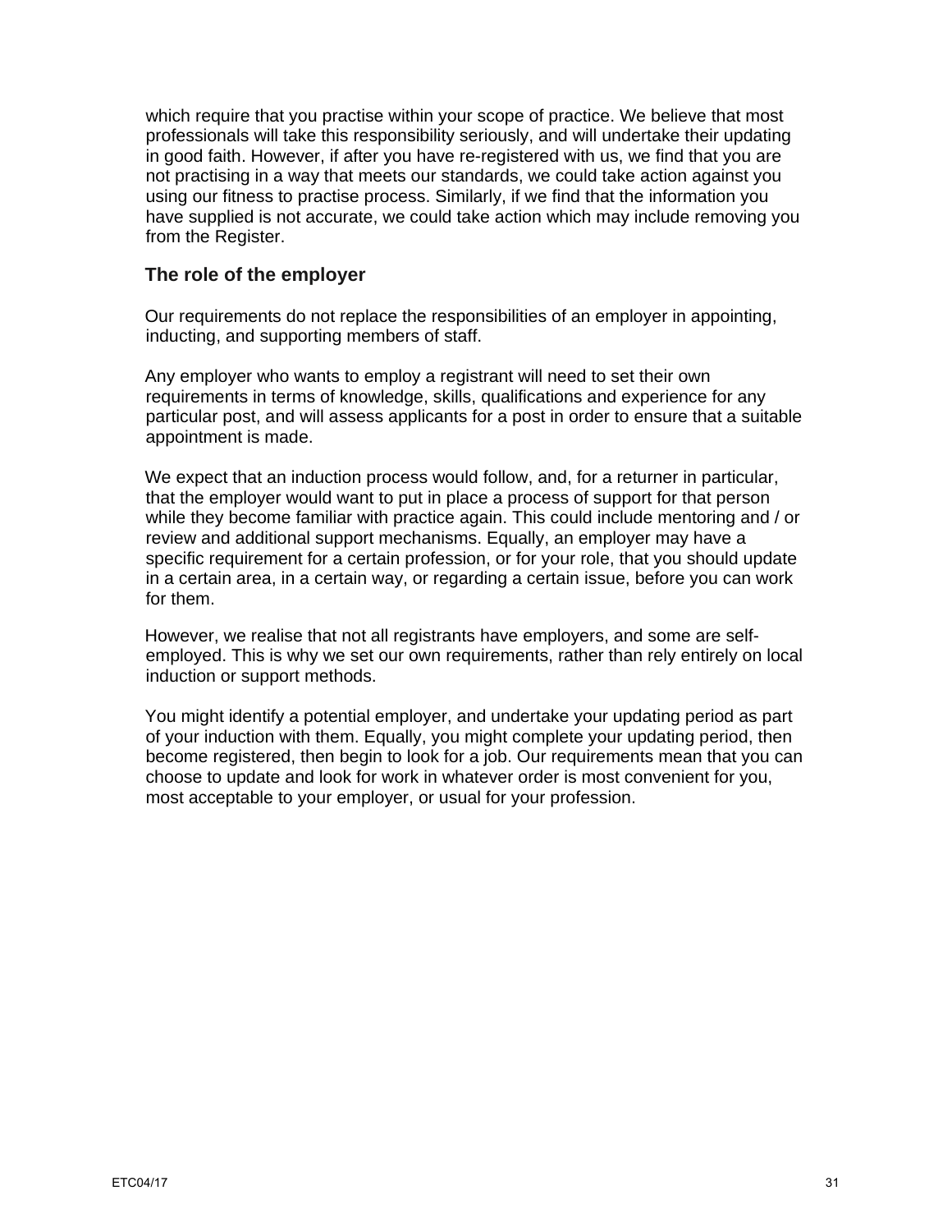which require that you practise within your scope of practice. We believe that most professionals will take this responsibility seriously, and will undertake their updating in good faith. However, if after you have re-registered with us, we find that you are not practising in a way that meets our standards, we could take action against you using our fitness to practise process. Similarly, if we find that the information you have supplied is not accurate, we could take action which may include removing you from the Register.

## The role of the employer

Our requirements do not replace the responsibilities of an employer in appointing, inducting, and supporting members of staff.

Any employer who wants to employ a registrant will need to set their own requirements in terms of knowledge, skills, qualifications and experience for any particular post, and will assess applicants for a post in order to ensure that a suitable appointment is made.

We expect that an induction process would follow, and, for a returner in particular, that the employer would want to put in place a process of support for that person while they become familiar with practice again. This could include mentoring and / or review and additional support mechanisms. Equally, an employer may have a specific requirement for a certain profession, or for your role, that you should update in a certain area, in a certain way, or regarding a certain issue, before you can work for them.

However, we realise that not all registrants have employers, and some are self-employed. This is why we set our own requirements, rather than rely entirely on local induction or support methods.

You might identify a potential employer, and undertake your updating period as part of your induction with them. Equally, you might complete your updating period, then become registered, then begin to look for a job. Our requirements mean that you can choose to update and look for work in whatever order is most convenient for you, most acceptable to your employer, or usual for your profession.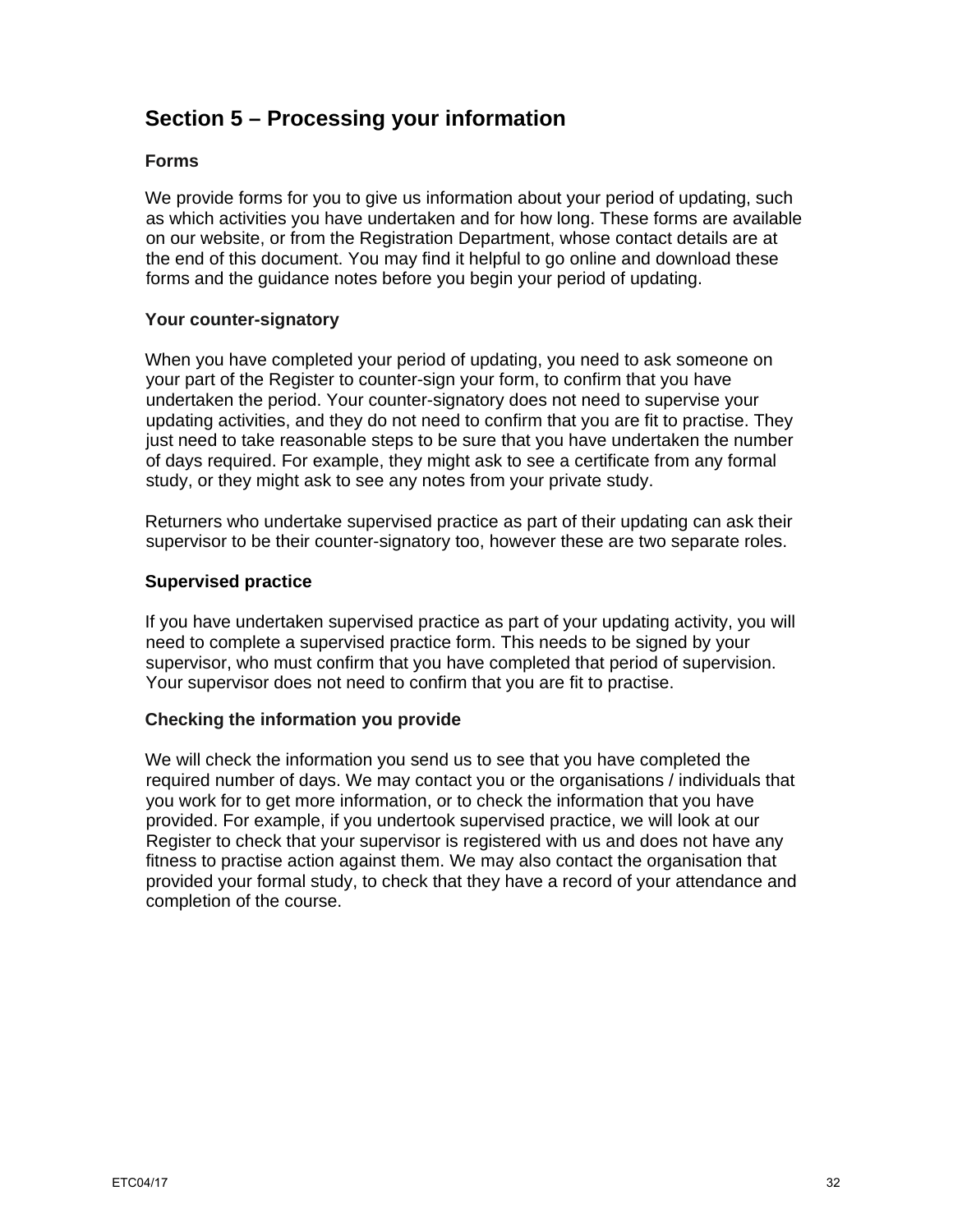## Section 5 – Processing your information

### Forms

We provide forms for you to give us information about your period of updating, such as which activities you have undertaken and for how long. These forms are available on our website, or from the Registration Department, whose contact details are at the end of this document. You may find it helpful to go online and download these forms and the guidance notes before you begin your period of updating.

### Your counter-signatory

When you have completed your period of updating, you need to ask someone on your part of the Register to counter-sign your form, to confirm that you have undertaken the period. Your counter-signatory does not need to supervise your updating activities, and they do not need to confirm that you are fit to practise. They just need to take reasonable steps to be sure that you have undertaken the number of days required. For example, they might ask to see a certificate from any formal study, or they might ask to see any notes from your private study.

Returners who undertake supervised practice as part of their updating can ask their supervisor to be their counter-signatory too, however these are two separate roles.

### Supervised practice

If you have undertaken supervised practice as part of your updating activity, you will need to complete a supervised practice form. This needs to be signed by your supervisor, who must confirm that you have completed that period of supervision. Your supervisor does not need to confirm that you are fit to practise.

### Checking the information you provide

We will check the information you send us to see that you have completed the required number of days. We may contact you or the organisations / individuals that you work for to get more information, or to check the information that you have provided. For example, if you undertook supervised practice, we will look at our Register to check that your supervisor is registered with us and does not have any fitness to practise action against them. We may also contact the organisation that provided your formal study, to check that they have a record of your attendance and completion of the course.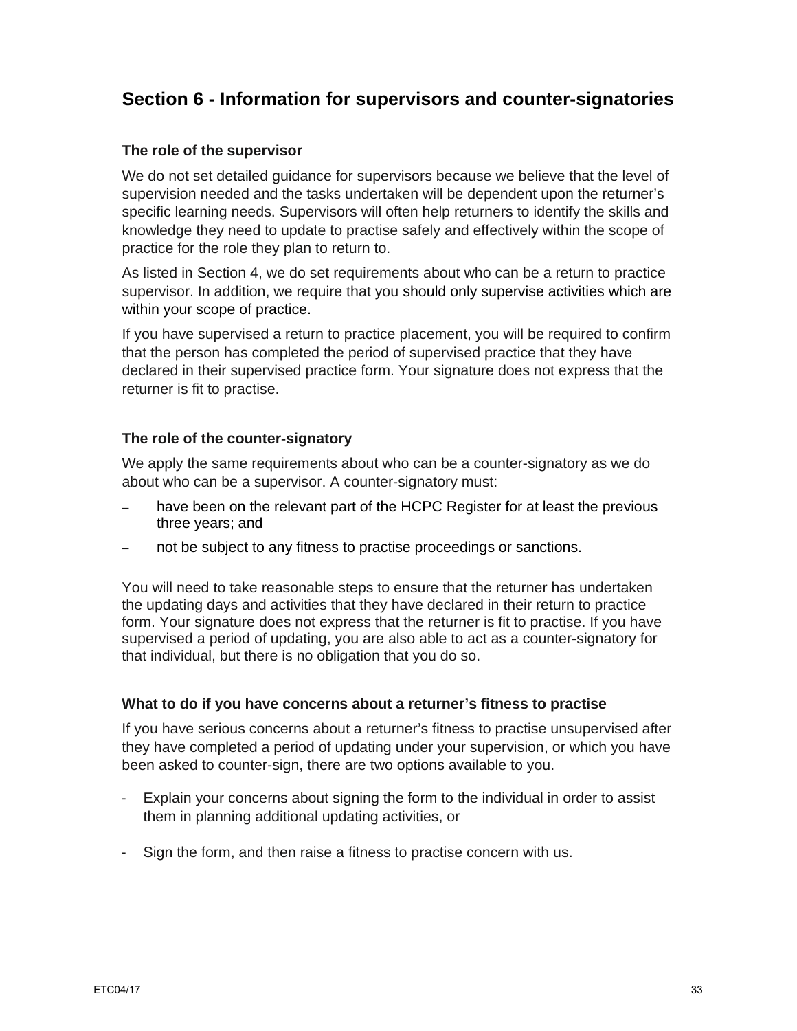## Section 6 - Information for supervisors and counter-signatories

### The role of the supervisor

We do not set detailed guidance for supervisors because we believe that the level of supervision needed and the tasks undertaken will be dependent upon the returner's specific learning needs. Supervisors will often help returners to identify the skills and knowledge they need to update to practise safely and effectively within the scope of practice for the role they plan to return to.

As listed in Section 4, we do set requirements about who can be a return to practice supervisor. In addition, we require that you should only supervise activities which are within your scope of practice.

If you have supervised a return to practice placement, you will be required to confirm that the person has completed the period of supervised practice that they have declared in their supervised practice form. Your signature does not express that the returner is fit to practise.

### The role of the counter-signatory

We apply the same requirements about who can be a counter-signatory as we do about who can be a supervisor. A counter-signatory must:

- have been on the relevant part of the HCPC Register for at least the previous three years; and
- not be subject to any fitness to practise proceedings or sanctions.

You will need to take reasonable steps to ensure that the returner has undertaken the updating days and activities that they have declared in their return to practice form. Your signature does not express that the returner is fit to practise. If you have supervised a period of updating, you are also able to act as a counter-signatory for that individual, but there is no obligation that you do so.

### What to do if you have concerns about a returner's fitness to practise

If you have serious concerns about a returner's fitness to practise unsupervised after they have completed a period of updating under your supervision, or which you have been asked to counter-sign, there are two options available to you.

- Explain your concerns about signing the form to the individual in order to assist them in planning additional updating activities, or
- Sign the form, and then raise a fitness to practise concern with us.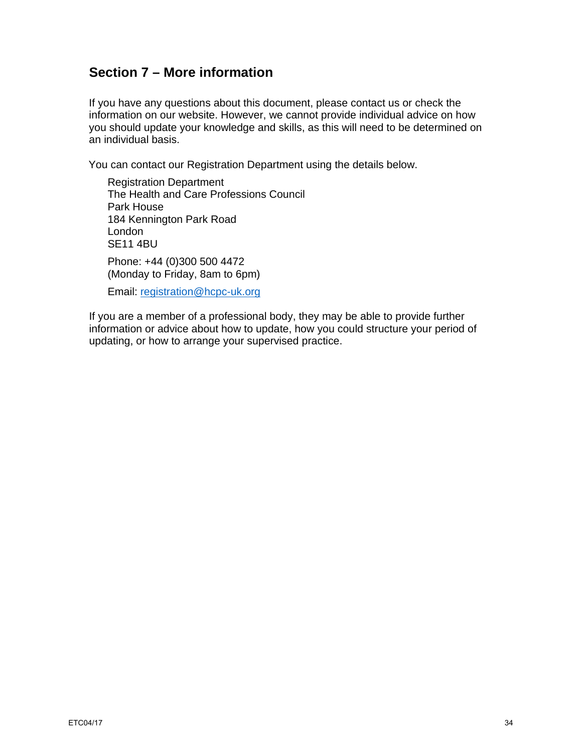## Section 7 – More information

If you have any questions about this document, please contact us or check the information on our website. However, we cannot provide individual advice on how you should update your knowledge and skills, as this will need to be determined on an individual basis.

You can contact our Registration Department using the details below.

Registration Department
The Health and Care Professions Council
Park House
184 Kennington Park Road
London
SE11 4BU

Phone: +44 (0)300 500 4472
(Monday to Friday, 8am to 6pm)

Email: registration@hcpc-uk.org

If you are a member of a professional body, they may be able to provide further information or advice about how to update, how you could structure your period of updating, or how to arrange your supervised practice.